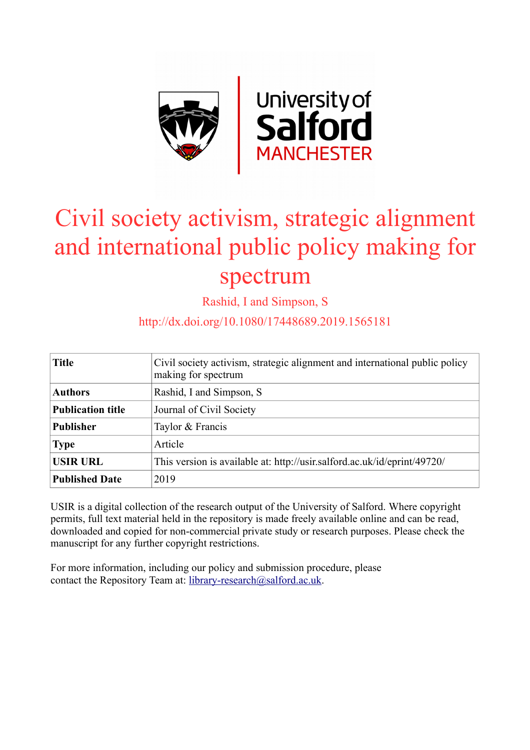# Civil society activism, strategic alignment and international public policy making for spectrum

Rashid, I and Simpson, S

http://dx.doi.org/10.1080/17448689.2019.1565181

| **Title** | Civil society activism, strategic alignment and international public policy making for spectrum |
|---|---|
| **Authors** | Rashid, I and Simpson, S |
| **Publication title** | Journal of Civil Society |
| **Publisher** | Taylor & Francis |
| **Type** | Article |
| **USIR URL** | This version is available at: http://usir.salford.ac.uk/id/eprint/49720/ |
| **Published Date** | 2019 |

USIR is a digital collection of the research output of the University of Salford. Where copyright permits, full text material held in the repository is made freely available online and can be read, downloaded and copied for non-commercial private study or research purposes. Please check the manuscript for any further copyright restrictions.

For more information, including our policy and submission procedure, please contact the Repository Team at: library-research@salford.ac.uk.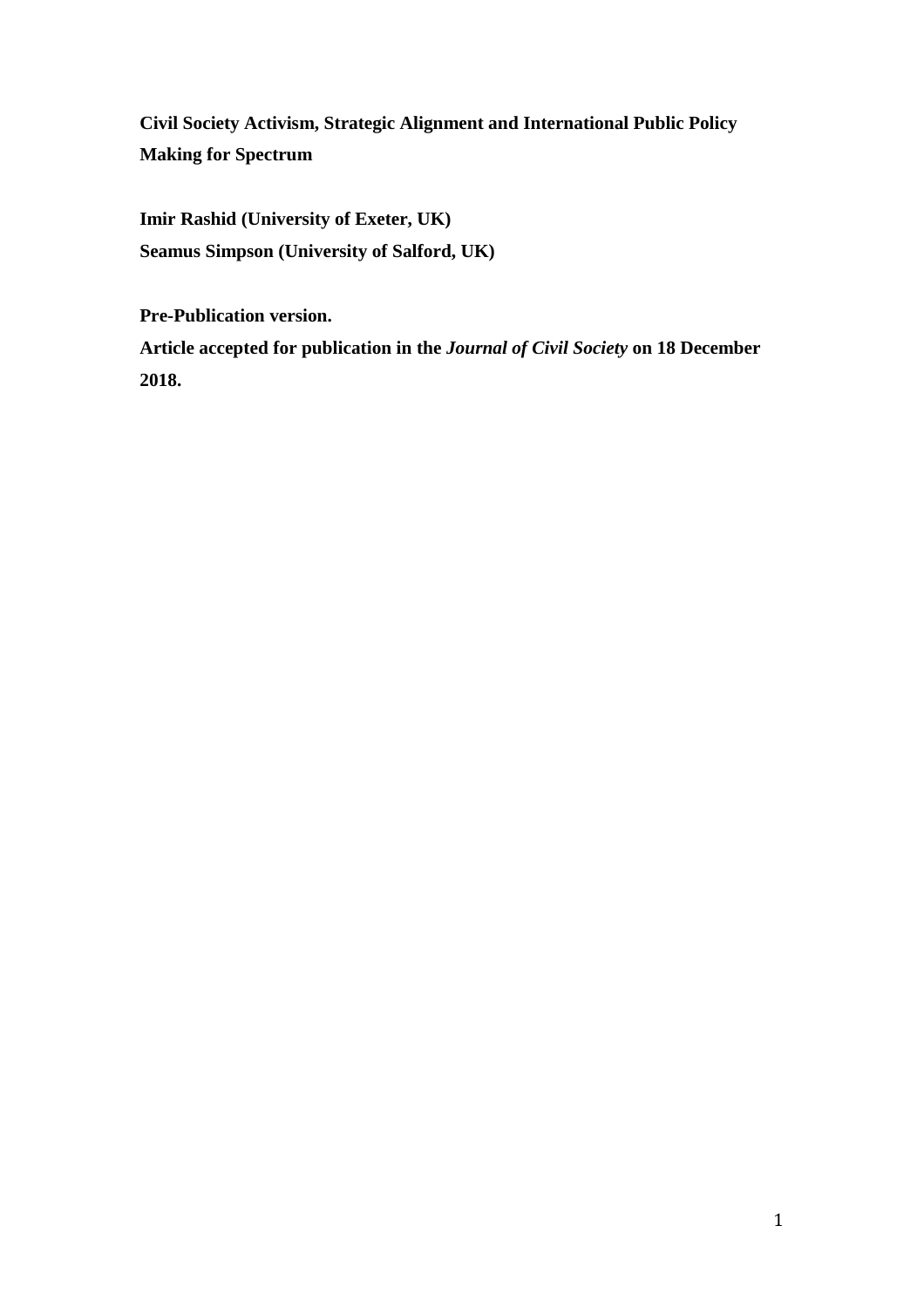**Civil Society Activism, Strategic Alignment and International Public Policy Making for Spectrum**

**Imir Rashid (University of Exeter, UK)**
**Seamus Simpson (University of Salford, UK)**

**Pre-Publication version.**
**Article accepted for publication in the *Journal of Civil Society* on 18 December 2018.**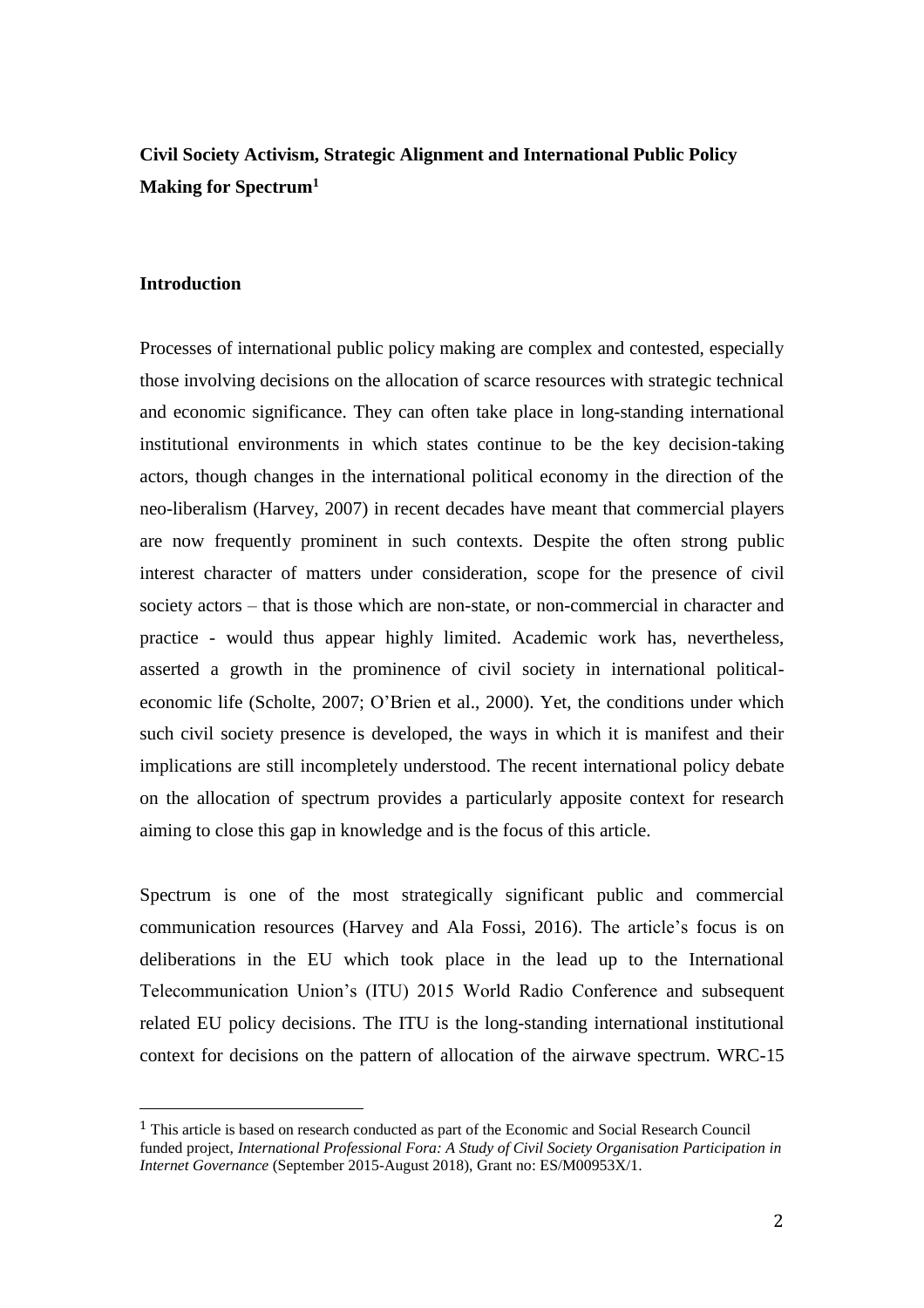**Civil Society Activism, Strategic Alignment and International Public Policy Making for Spectrum[1]**

**Introduction**

Processes of international public policy making are complex and contested, especially those involving decisions on the allocation of scarce resources with strategic technical and economic significance. They can often take place in long-standing international institutional environments in which states continue to be the key decision-taking actors, though changes in the international political economy in the direction of the neo-liberalism (Harvey, 2007) in recent decades have meant that commercial players are now frequently prominent in such contexts. Despite the often strong public interest character of matters under consideration, scope for the presence of civil society actors – that is those which are non-state, or non-commercial in character and practice - would thus appear highly limited. Academic work has, nevertheless, asserted a growth in the prominence of civil society in international political-economic life (Scholte, 2007; O'Brien et al., 2000). Yet, the conditions under which such civil society presence is developed, the ways in which it is manifest and their implications are still incompletely understood. The recent international policy debate on the allocation of spectrum provides a particularly apposite context for research aiming to close this gap in knowledge and is the focus of this article.

Spectrum is one of the most strategically significant public and commercial communication resources (Harvey and Ala Fossi, 2016). The article's focus is on deliberations in the EU which took place in the lead up to the International Telecommunication Union's (ITU) 2015 World Radio Conference and subsequent related EU policy decisions. The ITU is the long-standing international institutional context for decisions on the pattern of allocation of the airwave spectrum. WRC-15

[1] This article is based on research conducted as part of the Economic and Social Research Council funded project, *International Professional Fora: A Study of Civil Society Organisation Participation in Internet Governance* (September 2015-August 2018), Grant no: ES/M00953X/1.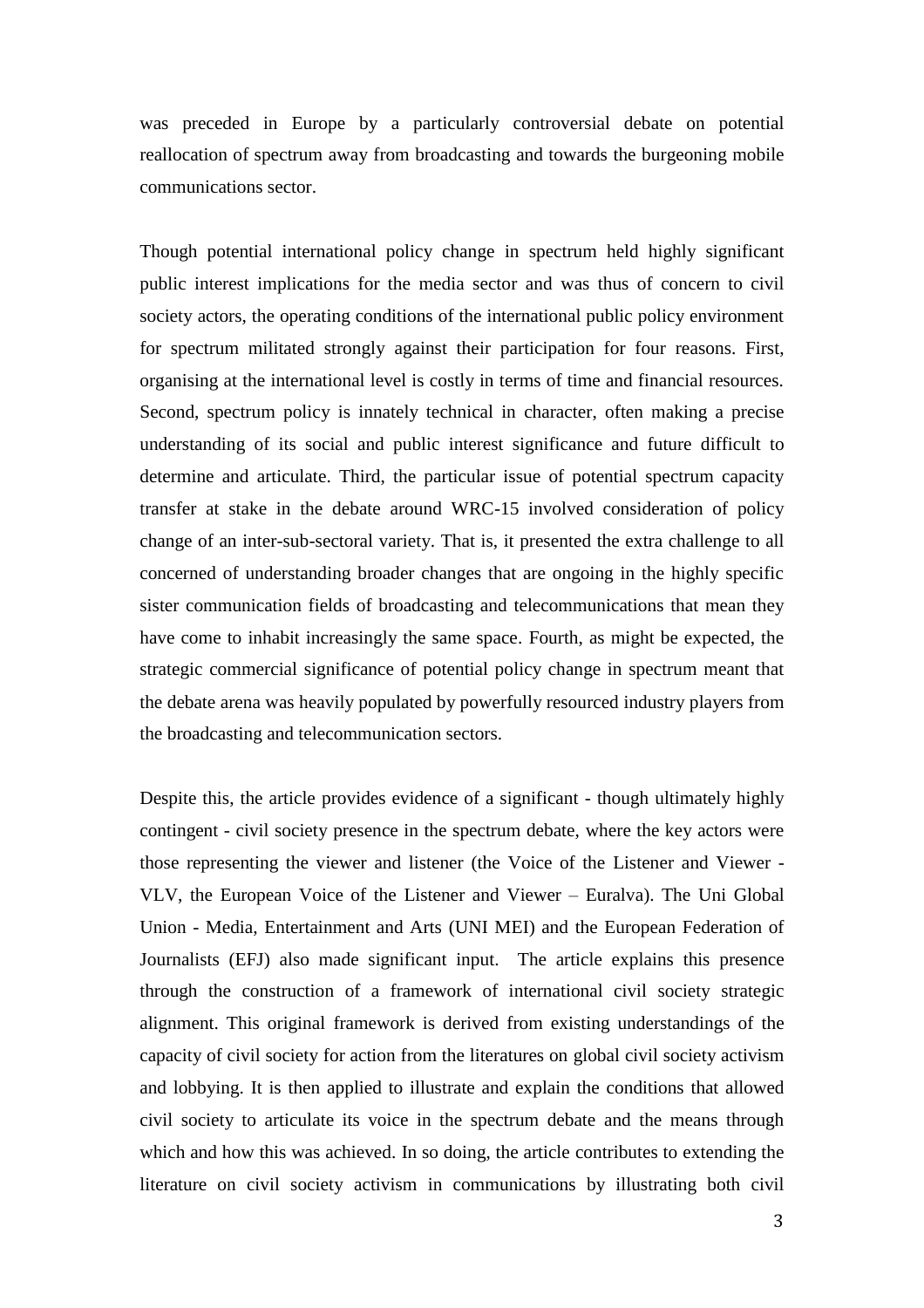was preceded in Europe by a particularly controversial debate on potential reallocation of spectrum away from broadcasting and towards the burgeoning mobile communications sector.

Though potential international policy change in spectrum held highly significant public interest implications for the media sector and was thus of concern to civil society actors, the operating conditions of the international public policy environment for spectrum militated strongly against their participation for four reasons. First, organising at the international level is costly in terms of time and financial resources. Second, spectrum policy is innately technical in character, often making a precise understanding of its social and public interest significance and future difficult to determine and articulate. Third, the particular issue of potential spectrum capacity transfer at stake in the debate around WRC-15 involved consideration of policy change of an inter-sub-sectoral variety. That is, it presented the extra challenge to all concerned of understanding broader changes that are ongoing in the highly specific sister communication fields of broadcasting and telecommunications that mean they have come to inhabit increasingly the same space. Fourth, as might be expected, the strategic commercial significance of potential policy change in spectrum meant that the debate arena was heavily populated by powerfully resourced industry players from the broadcasting and telecommunication sectors.

Despite this, the article provides evidence of a significant - though ultimately highly contingent - civil society presence in the spectrum debate, where the key actors were those representing the viewer and listener (the Voice of the Listener and Viewer - VLV, the European Voice of the Listener and Viewer – Euralva). The Uni Global Union - Media, Entertainment and Arts (UNI MEI) and the European Federation of Journalists (EFJ) also made significant input. The article explains this presence through the construction of a framework of international civil society strategic alignment. This original framework is derived from existing understandings of the capacity of civil society for action from the literatures on global civil society activism and lobbying. It is then applied to illustrate and explain the conditions that allowed civil society to articulate its voice in the spectrum debate and the means through which and how this was achieved. In so doing, the article contributes to extending the literature on civil society activism in communications by illustrating both civil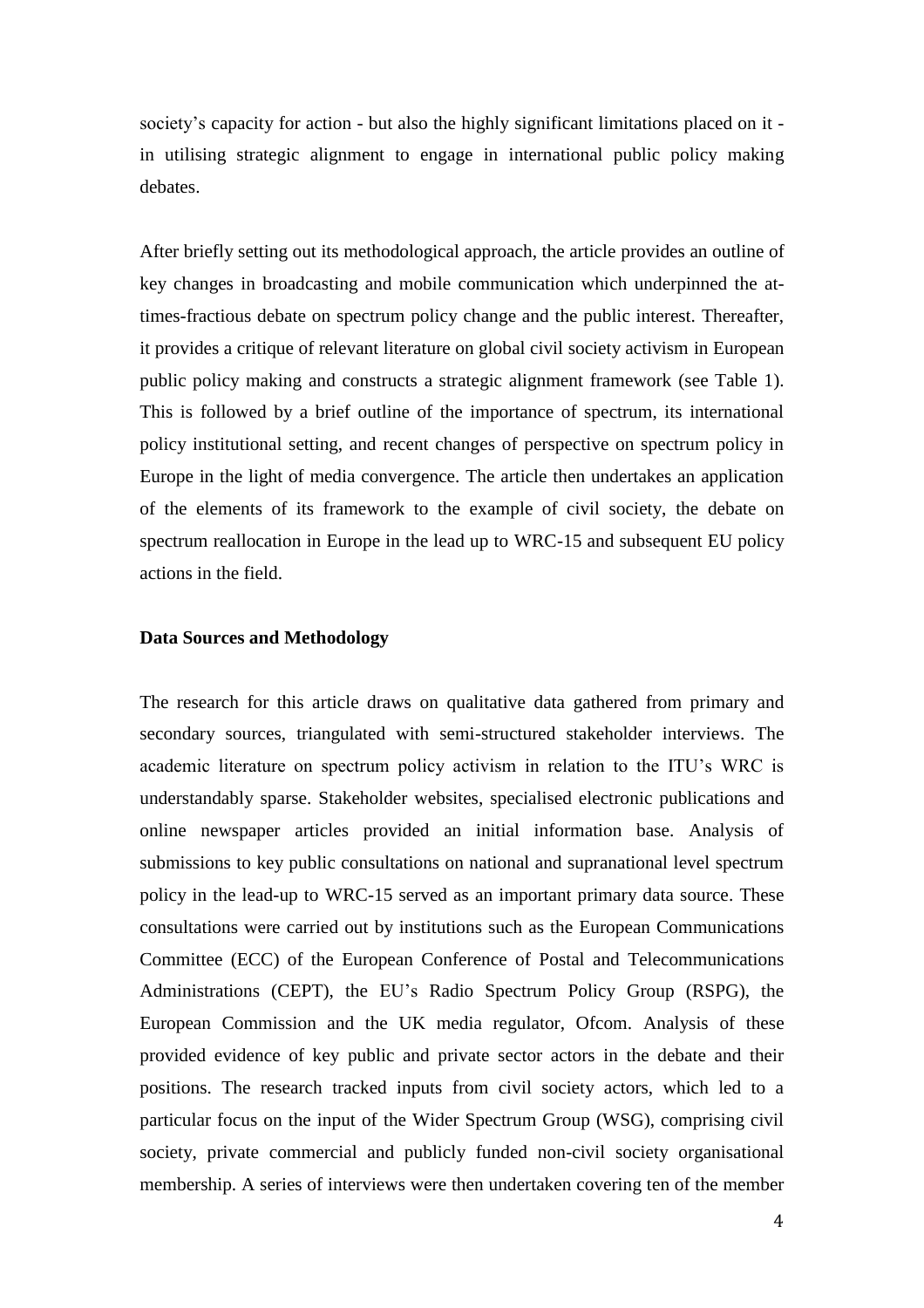society's capacity for action - but also the highly significant limitations placed on it - in utilising strategic alignment to engage in international public policy making debates.

After briefly setting out its methodological approach, the article provides an outline of key changes in broadcasting and mobile communication which underpinned the at-times-fractious debate on spectrum policy change and the public interest. Thereafter, it provides a critique of relevant literature on global civil society activism in European public policy making and constructs a strategic alignment framework (see Table 1). This is followed by a brief outline of the importance of spectrum, its international policy institutional setting, and recent changes of perspective on spectrum policy in Europe in the light of media convergence. The article then undertakes an application of the elements of its framework to the example of civil society, the debate on spectrum reallocation in Europe in the lead up to WRC-15 and subsequent EU policy actions in the field.

**Data Sources and Methodology**

The research for this article draws on qualitative data gathered from primary and secondary sources, triangulated with semi-structured stakeholder interviews. The academic literature on spectrum policy activism in relation to the ITU's WRC is understandably sparse. Stakeholder websites, specialised electronic publications and online newspaper articles provided an initial information base. Analysis of submissions to key public consultations on national and supranational level spectrum policy in the lead-up to WRC-15 served as an important primary data source. These consultations were carried out by institutions such as the European Communications Committee (ECC) of the European Conference of Postal and Telecommunications Administrations (CEPT), the EU's Radio Spectrum Policy Group (RSPG), the European Commission and the UK media regulator, Ofcom. Analysis of these provided evidence of key public and private sector actors in the debate and their positions. The research tracked inputs from civil society actors, which led to a particular focus on the input of the Wider Spectrum Group (WSG), comprising civil society, private commercial and publicly funded non-civil society organisational membership. A series of interviews were then undertaken covering ten of the member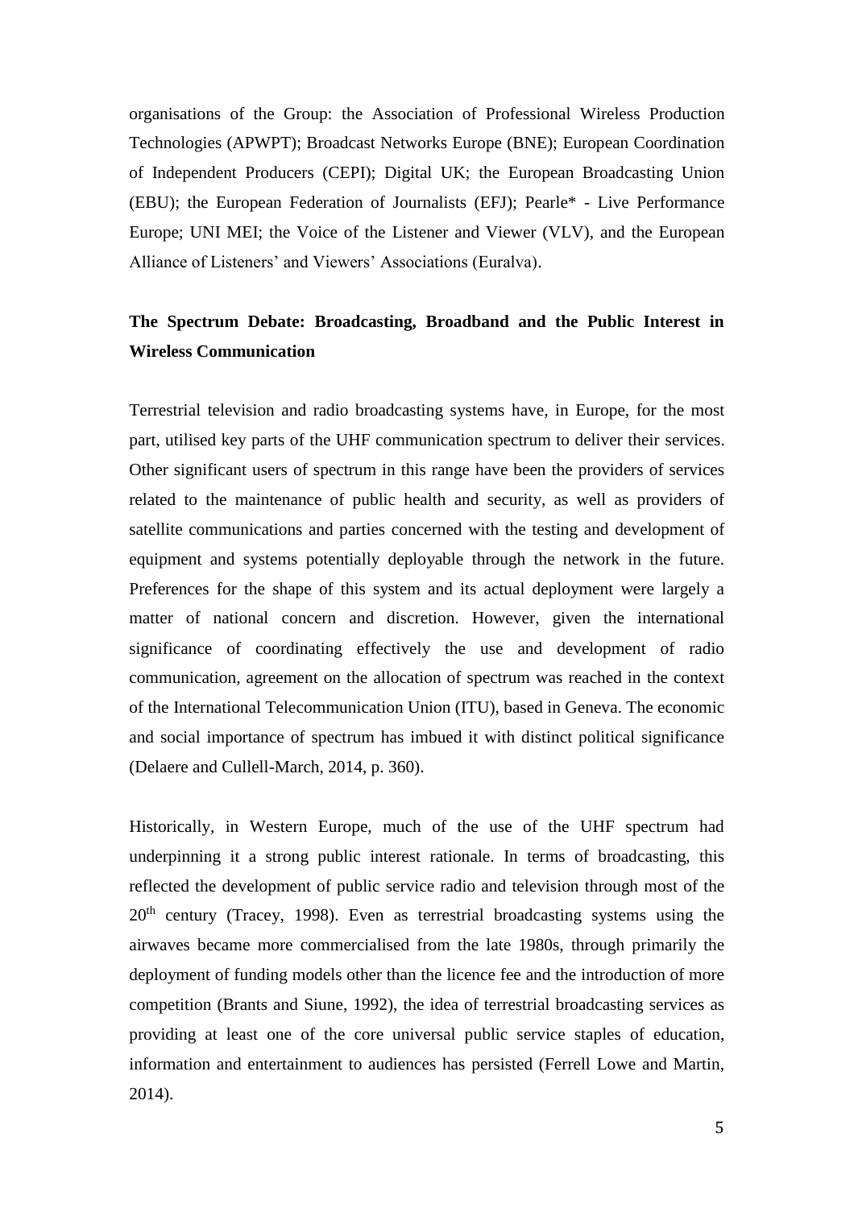organisations of the Group: the Association of Professional Wireless Production Technologies (APWPT); Broadcast Networks Europe (BNE); European Coordination of Independent Producers (CEPI); Digital UK; the European Broadcasting Union (EBU); the European Federation of Journalists (EFJ); Pearle* - Live Performance Europe; UNI MEI; the Voice of the Listener and Viewer (VLV), and the European Alliance of Listeners' and Viewers' Associations (Euralva).

## The Spectrum Debate: Broadcasting, Broadband and the Public Interest in Wireless Communication

Terrestrial television and radio broadcasting systems have, in Europe, for the most part, utilised key parts of the UHF communication spectrum to deliver their services. Other significant users of spectrum in this range have been the providers of services related to the maintenance of public health and security, as well as providers of satellite communications and parties concerned with the testing and development of equipment and systems potentially deployable through the network in the future. Preferences for the shape of this system and its actual deployment were largely a matter of national concern and discretion. However, given the international significance of coordinating effectively the use and development of radio communication, agreement on the allocation of spectrum was reached in the context of the International Telecommunication Union (ITU), based in Geneva. The economic and social importance of spectrum has imbued it with distinct political significance (Delaere and Cullell-March, 2014, p. 360).

Historically, in Western Europe, much of the use of the UHF spectrum had underpinning it a strong public interest rationale. In terms of broadcasting, this reflected the development of public service radio and television through most of the 20th century (Tracey, 1998). Even as terrestrial broadcasting systems using the airwaves became more commercialised from the late 1980s, through primarily the deployment of funding models other than the licence fee and the introduction of more competition (Brants and Siune, 1992), the idea of terrestrial broadcasting services as providing at least one of the core universal public service staples of education, information and entertainment to audiences has persisted (Ferrell Lowe and Martin, 2014).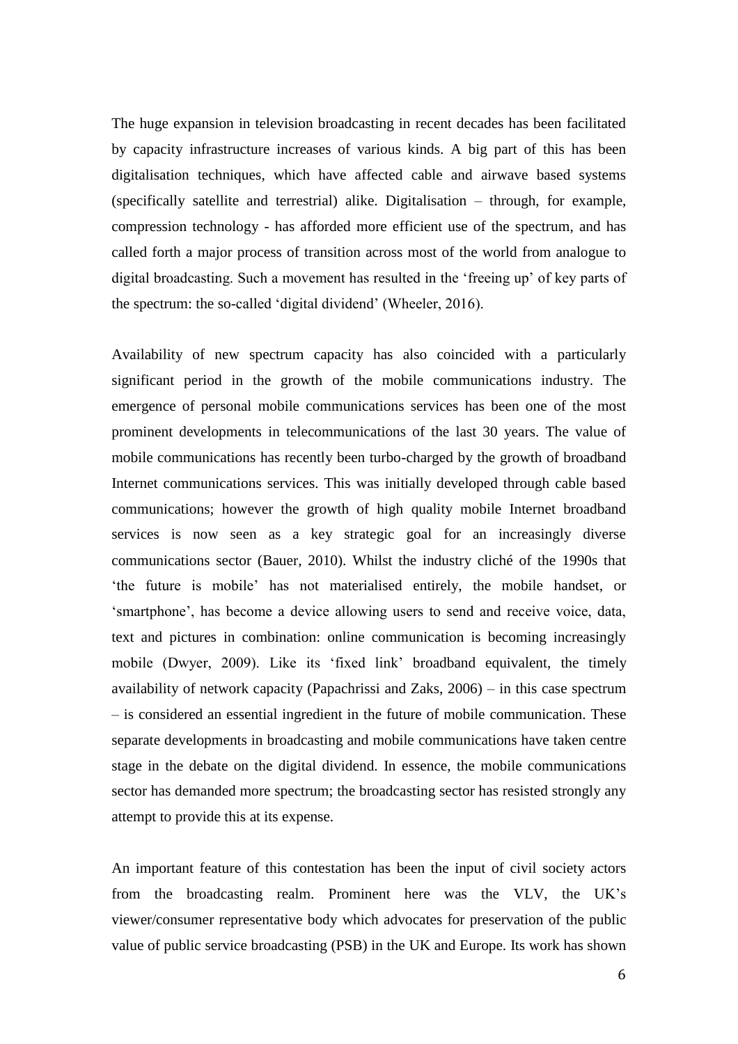The huge expansion in television broadcasting in recent decades has been facilitated by capacity infrastructure increases of various kinds. A big part of this has been digitalisation techniques, which have affected cable and airwave based systems (specifically satellite and terrestrial) alike. Digitalisation – through, for example, compression technology - has afforded more efficient use of the spectrum, and has called forth a major process of transition across most of the world from analogue to digital broadcasting. Such a movement has resulted in the 'freeing up' of key parts of the spectrum: the so-called 'digital dividend' (Wheeler, 2016).

Availability of new spectrum capacity has also coincided with a particularly significant period in the growth of the mobile communications industry. The emergence of personal mobile communications services has been one of the most prominent developments in telecommunications of the last 30 years. The value of mobile communications has recently been turbo-charged by the growth of broadband Internet communications services. This was initially developed through cable based communications; however the growth of high quality mobile Internet broadband services is now seen as a key strategic goal for an increasingly diverse communications sector (Bauer, 2010). Whilst the industry cliché of the 1990s that 'the future is mobile' has not materialised entirely, the mobile handset, or 'smartphone', has become a device allowing users to send and receive voice, data, text and pictures in combination: online communication is becoming increasingly mobile (Dwyer, 2009). Like its 'fixed link' broadband equivalent, the timely availability of network capacity (Papachrissi and Zaks, 2006) – in this case spectrum – is considered an essential ingredient in the future of mobile communication. These separate developments in broadcasting and mobile communications have taken centre stage in the debate on the digital dividend. In essence, the mobile communications sector has demanded more spectrum; the broadcasting sector has resisted strongly any attempt to provide this at its expense.

An important feature of this contestation has been the input of civil society actors from the broadcasting realm. Prominent here was the VLV, the UK's viewer/consumer representative body which advocates for preservation of the public value of public service broadcasting (PSB) in the UK and Europe. Its work has shown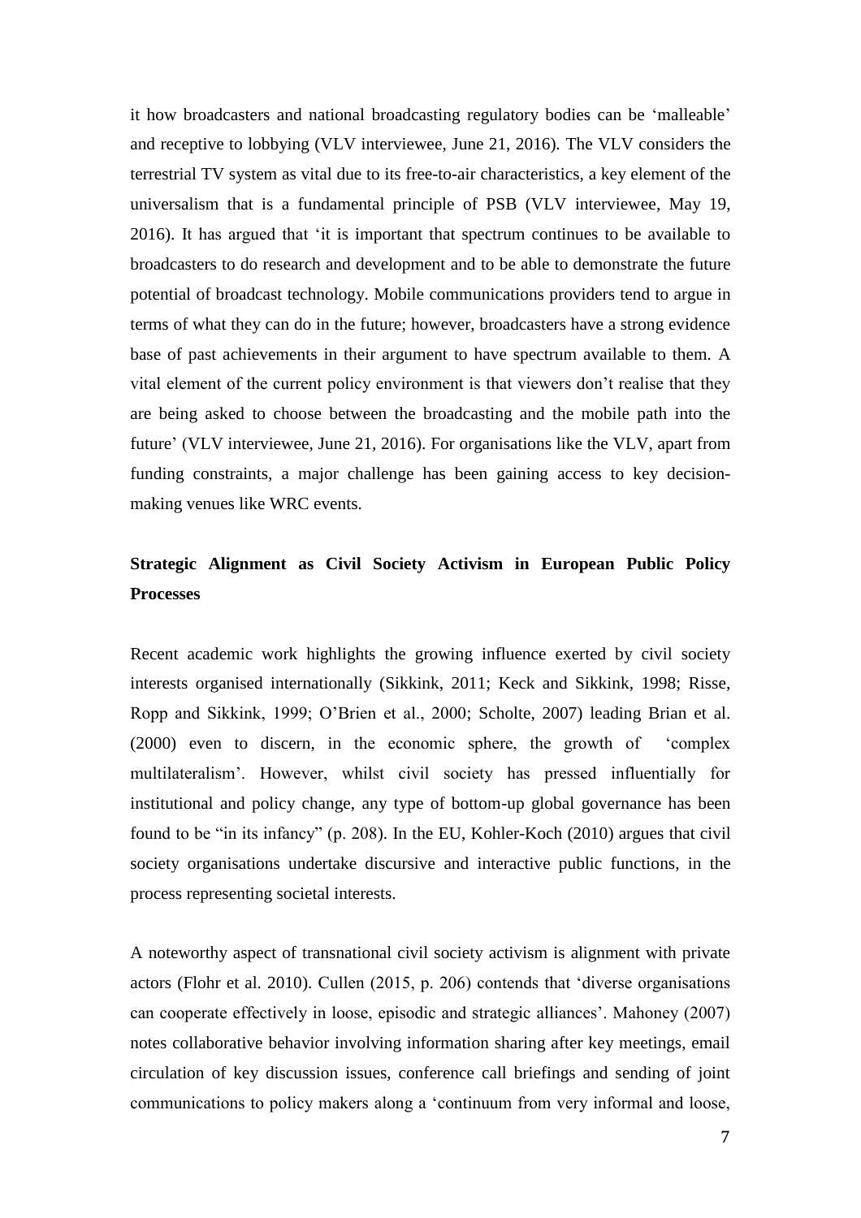it how broadcasters and national broadcasting regulatory bodies can be 'malleable' and receptive to lobbying (VLV interviewee, June 21, 2016). The VLV considers the terrestrial TV system as vital due to its free-to-air characteristics, a key element of the universalism that is a fundamental principle of PSB (VLV interviewee, May 19, 2016). It has argued that 'it is important that spectrum continues to be available to broadcasters to do research and development and to be able to demonstrate the future potential of broadcast technology. Mobile communications providers tend to argue in terms of what they can do in the future; however, broadcasters have a strong evidence base of past achievements in their argument to have spectrum available to them. A vital element of the current policy environment is that viewers don't realise that they are being asked to choose between the broadcasting and the mobile path into the future' (VLV interviewee, June 21, 2016). For organisations like the VLV, apart from funding constraints, a major challenge has been gaining access to key decision-making venues like WRC events.

## Strategic Alignment as Civil Society Activism in European Public Policy Processes

Recent academic work highlights the growing influence exerted by civil society interests organised internationally (Sikkink, 2011; Keck and Sikkink, 1998; Risse, Ropp and Sikkink, 1999; O'Brien et al., 2000; Scholte, 2007) leading Brian et al. (2000) even to discern, in the economic sphere, the growth of 'complex multilateralism'. However, whilst civil society has pressed influentially for institutional and policy change, any type of bottom-up global governance has been found to be "in its infancy" (p. 208). In the EU, Kohler-Koch (2010) argues that civil society organisations undertake discursive and interactive public functions, in the process representing societal interests.

A noteworthy aspect of transnational civil society activism is alignment with private actors (Flohr et al. 2010). Cullen (2015, p. 206) contends that 'diverse organisations can cooperate effectively in loose, episodic and strategic alliances'. Mahoney (2007) notes collaborative behavior involving information sharing after key meetings, email circulation of key discussion issues, conference call briefings and sending of joint communications to policy makers along a 'continuum from very informal and loose,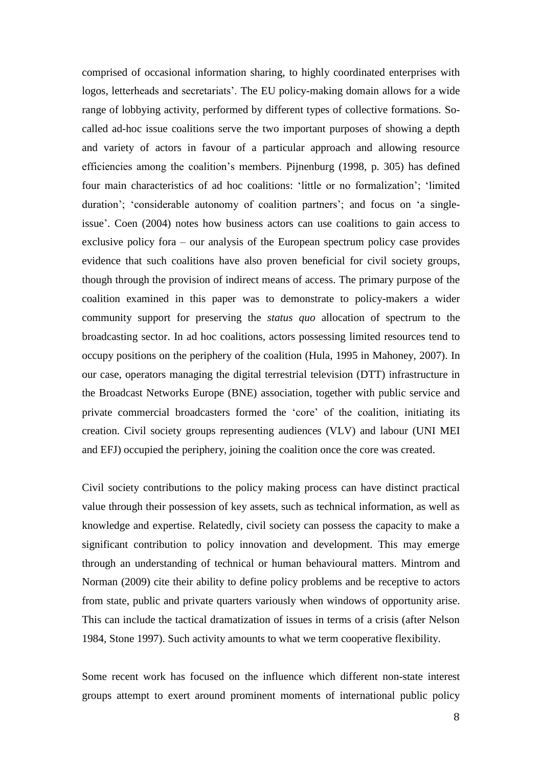comprised of occasional information sharing, to highly coordinated enterprises with logos, letterheads and secretariats'. The EU policy-making domain allows for a wide range of lobbying activity, performed by different types of collective formations. So-called ad-hoc issue coalitions serve the two important purposes of showing a depth and variety of actors in favour of a particular approach and allowing resource efficiencies among the coalition's members. Pijnenburg (1998, p. 305) has defined four main characteristics of ad hoc coalitions: 'little or no formalization'; 'limited duration'; 'considerable autonomy of coalition partners'; and focus on 'a single-issue'. Coen (2004) notes how business actors can use coalitions to gain access to exclusive policy fora – our analysis of the European spectrum policy case provides evidence that such coalitions have also proven beneficial for civil society groups, though through the provision of indirect means of access. The primary purpose of the coalition examined in this paper was to demonstrate to policy-makers a wider community support for preserving the *status quo* allocation of spectrum to the broadcasting sector. In ad hoc coalitions, actors possessing limited resources tend to occupy positions on the periphery of the coalition (Hula, 1995 in Mahoney, 2007). In our case, operators managing the digital terrestrial television (DTT) infrastructure in the Broadcast Networks Europe (BNE) association, together with public service and private commercial broadcasters formed the 'core' of the coalition, initiating its creation. Civil society groups representing audiences (VLV) and labour (UNI MEI and EFJ) occupied the periphery, joining the coalition once the core was created.

Civil society contributions to the policy making process can have distinct practical value through their possession of key assets, such as technical information, as well as knowledge and expertise. Relatedly, civil society can possess the capacity to make a significant contribution to policy innovation and development. This may emerge through an understanding of technical or human behavioural matters. Mintrom and Norman (2009) cite their ability to define policy problems and be receptive to actors from state, public and private quarters variously when windows of opportunity arise. This can include the tactical dramatization of issues in terms of a crisis (after Nelson 1984, Stone 1997). Such activity amounts to what we term cooperative flexibility.

Some recent work has focused on the influence which different non-state interest groups attempt to exert around prominent moments of international public policy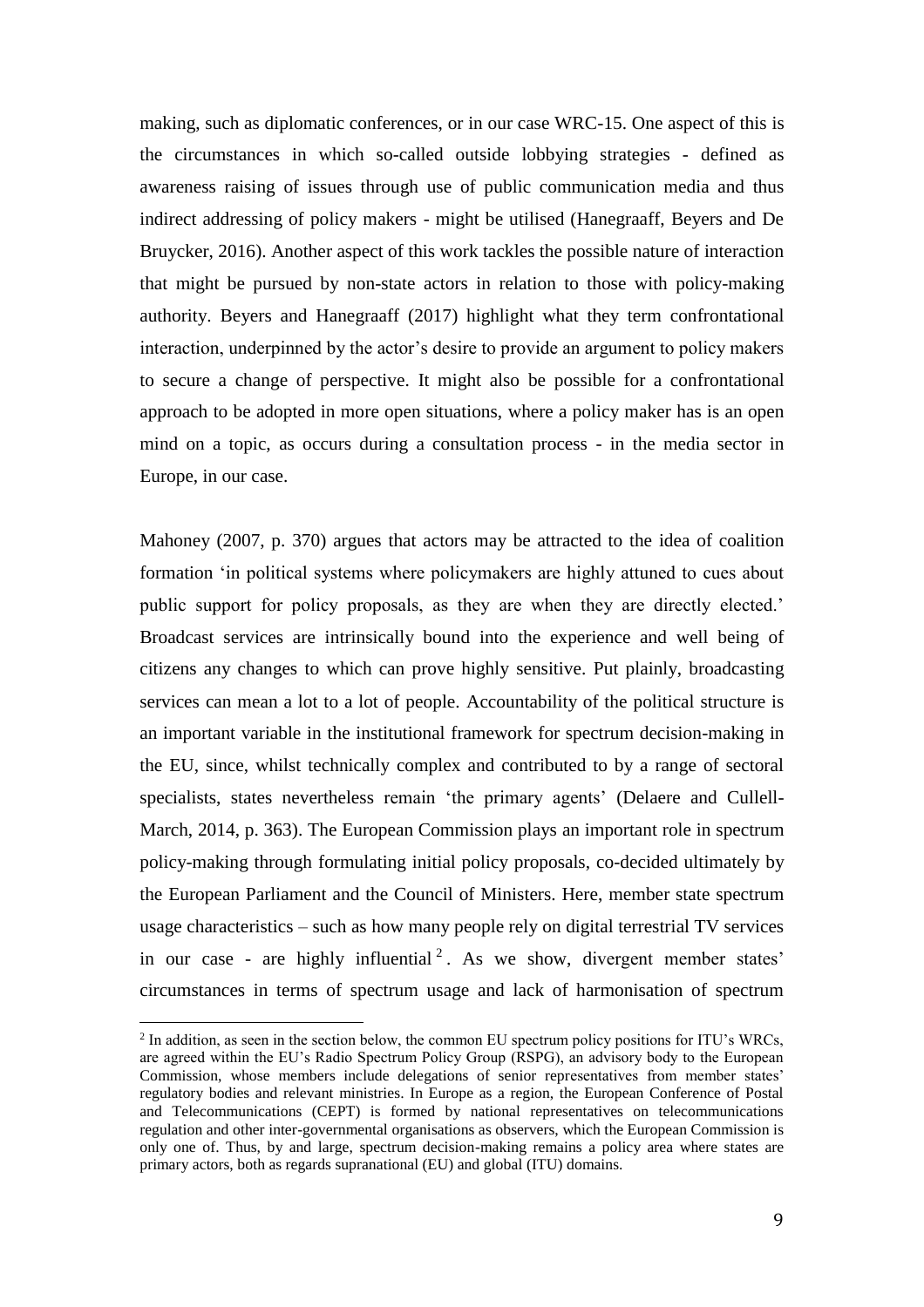making, such as diplomatic conferences, or in our case WRC-15. One aspect of this is the circumstances in which so-called outside lobbying strategies - defined as awareness raising of issues through use of public communication media and thus indirect addressing of policy makers - might be utilised (Hanegraaff, Beyers and De Bruycker, 2016). Another aspect of this work tackles the possible nature of interaction that might be pursued by non-state actors in relation to those with policy-making authority. Beyers and Hanegraaff (2017) highlight what they term confrontational interaction, underpinned by the actor's desire to provide an argument to policy makers to secure a change of perspective. It might also be possible for a confrontational approach to be adopted in more open situations, where a policy maker has is an open mind on a topic, as occurs during a consultation process - in the media sector in Europe, in our case.

Mahoney (2007, p. 370) argues that actors may be attracted to the idea of coalition formation 'in political systems where policymakers are highly attuned to cues about public support for policy proposals, as they are when they are directly elected.' Broadcast services are intrinsically bound into the experience and well being of citizens any changes to which can prove highly sensitive. Put plainly, broadcasting services can mean a lot to a lot of people. Accountability of the political structure is an important variable in the institutional framework for spectrum decision-making in the EU, since, whilst technically complex and contributed to by a range of sectoral specialists, states nevertheless remain 'the primary agents' (Delaere and Cullell-March, 2014, p. 363). The European Commission plays an important role in spectrum policy-making through formulating initial policy proposals, co-decided ultimately by the European Parliament and the Council of Ministers. Here, member state spectrum usage characteristics – such as how many people rely on digital terrestrial TV services in our case - are highly influential [2]. As we show, divergent member states' circumstances in terms of spectrum usage and lack of harmonisation of spectrum

[2] In addition, as seen in the section below, the common EU spectrum policy positions for ITU's WRCs, are agreed within the EU's Radio Spectrum Policy Group (RSPG), an advisory body to the European Commission, whose members include delegations of senior representatives from member states' regulatory bodies and relevant ministries. In Europe as a region, the European Conference of Postal and Telecommunications (CEPT) is formed by national representatives on telecommunications regulation and other inter-governmental organisations as observers, which the European Commission is only one of. Thus, by and large, spectrum decision-making remains a policy area where states are primary actors, both as regards supranational (EU) and global (ITU) domains.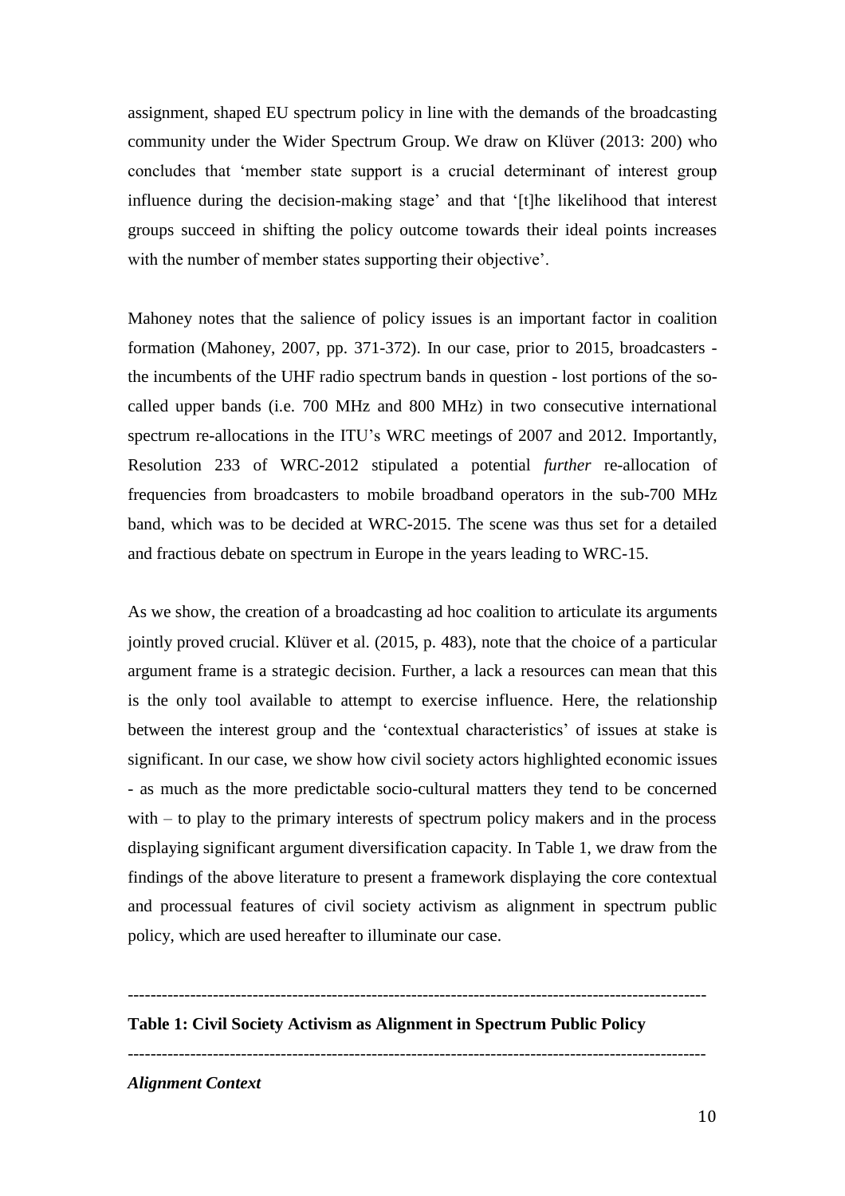assignment, shaped EU spectrum policy in line with the demands of the broadcasting community under the Wider Spectrum Group. We draw on Klüver (2013: 200) who concludes that 'member state support is a crucial determinant of interest group influence during the decision-making stage' and that '[t]he likelihood that interest groups succeed in shifting the policy outcome towards their ideal points increases with the number of member states supporting their objective'.

Mahoney notes that the salience of policy issues is an important factor in coalition formation (Mahoney, 2007, pp. 371-372). In our case, prior to 2015, broadcasters - the incumbents of the UHF radio spectrum bands in question - lost portions of the so-called upper bands (i.e. 700 MHz and 800 MHz) in two consecutive international spectrum re-allocations in the ITU's WRC meetings of 2007 and 2012. Importantly, Resolution 233 of WRC-2012 stipulated a potential *further* re-allocation of frequencies from broadcasters to mobile broadband operators in the sub-700 MHz band, which was to be decided at WRC-2015. The scene was thus set for a detailed and fractious debate on spectrum in Europe in the years leading to WRC-15.

As we show, the creation of a broadcasting ad hoc coalition to articulate its arguments jointly proved crucial. Klüver et al. (2015, p. 483), note that the choice of a particular argument frame is a strategic decision. Further, a lack a resources can mean that this is the only tool available to attempt to exercise influence. Here, the relationship between the interest group and the 'contextual characteristics' of issues at stake is significant. In our case, we show how civil society actors highlighted economic issues - as much as the more predictable socio-cultural matters they tend to be concerned with – to play to the primary interests of spectrum policy makers and in the process displaying significant argument diversification capacity. In Table 1, we draw from the findings of the above literature to present a framework displaying the core contextual and processual features of civil society activism as alignment in spectrum public policy, which are used hereafter to illuminate our case.

---

**Table 1: Civil Society Activism as Alignment in Spectrum Public Policy**

---

***Alignment Context***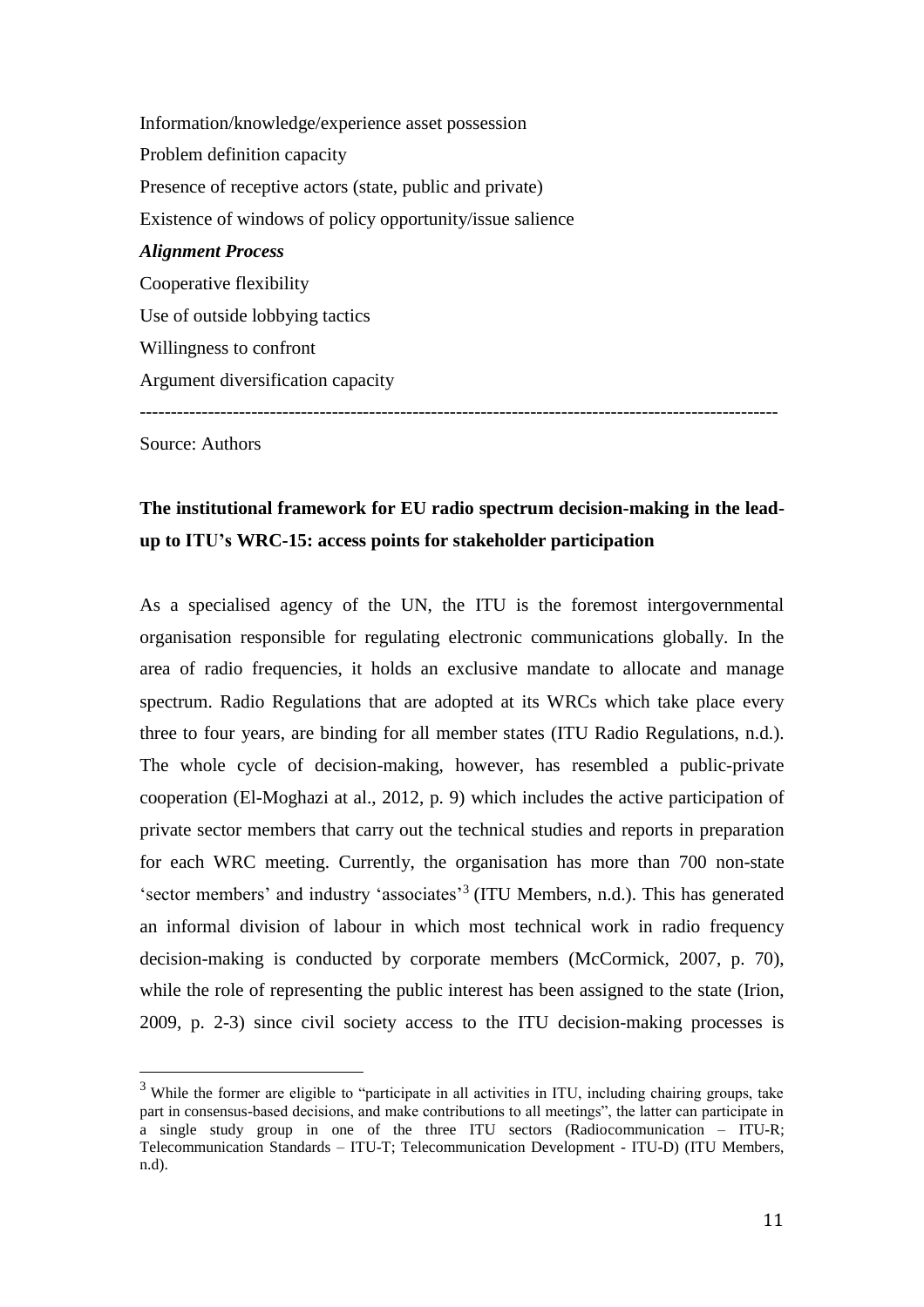Information/knowledge/experience asset possession

Problem definition capacity

Presence of receptive actors (state, public and private)

Existence of windows of policy opportunity/issue salience

***Alignment Process***

Cooperative flexibility

Use of outside lobbying tactics

Willingness to confront

Argument diversification capacity

---

Source: Authors

## The institutional framework for EU radio spectrum decision-making in the lead-up to ITU's WRC-15: access points for stakeholder participation

As a specialised agency of the UN, the ITU is the foremost intergovernmental organisation responsible for regulating electronic communications globally. In the area of radio frequencies, it holds an exclusive mandate to allocate and manage spectrum. Radio Regulations that are adopted at its WRCs which take place every three to four years, are binding for all member states (ITU Radio Regulations, n.d.). The whole cycle of decision-making, however, has resembled a public-private cooperation (El-Moghazi at al., 2012, p. 9) which includes the active participation of private sector members that carry out the technical studies and reports in preparation for each WRC meeting. Currently, the organisation has more than 700 non-state 'sector members' and industry 'associates'[3] (ITU Members, n.d.). This has generated an informal division of labour in which most technical work in radio frequency decision-making is conducted by corporate members (McCormick, 2007, p. 70), while the role of representing the public interest has been assigned to the state (Irion, 2009, p. 2-3) since civil society access to the ITU decision-making processes is

[3] While the former are eligible to "participate in all activities in ITU, including chairing groups, take part in consensus-based decisions, and make contributions to all meetings", the latter can participate in a single study group in one of the three ITU sectors (Radiocommunication – ITU-R; Telecommunication Standards – ITU-T; Telecommunication Development - ITU-D) (ITU Members, n.d).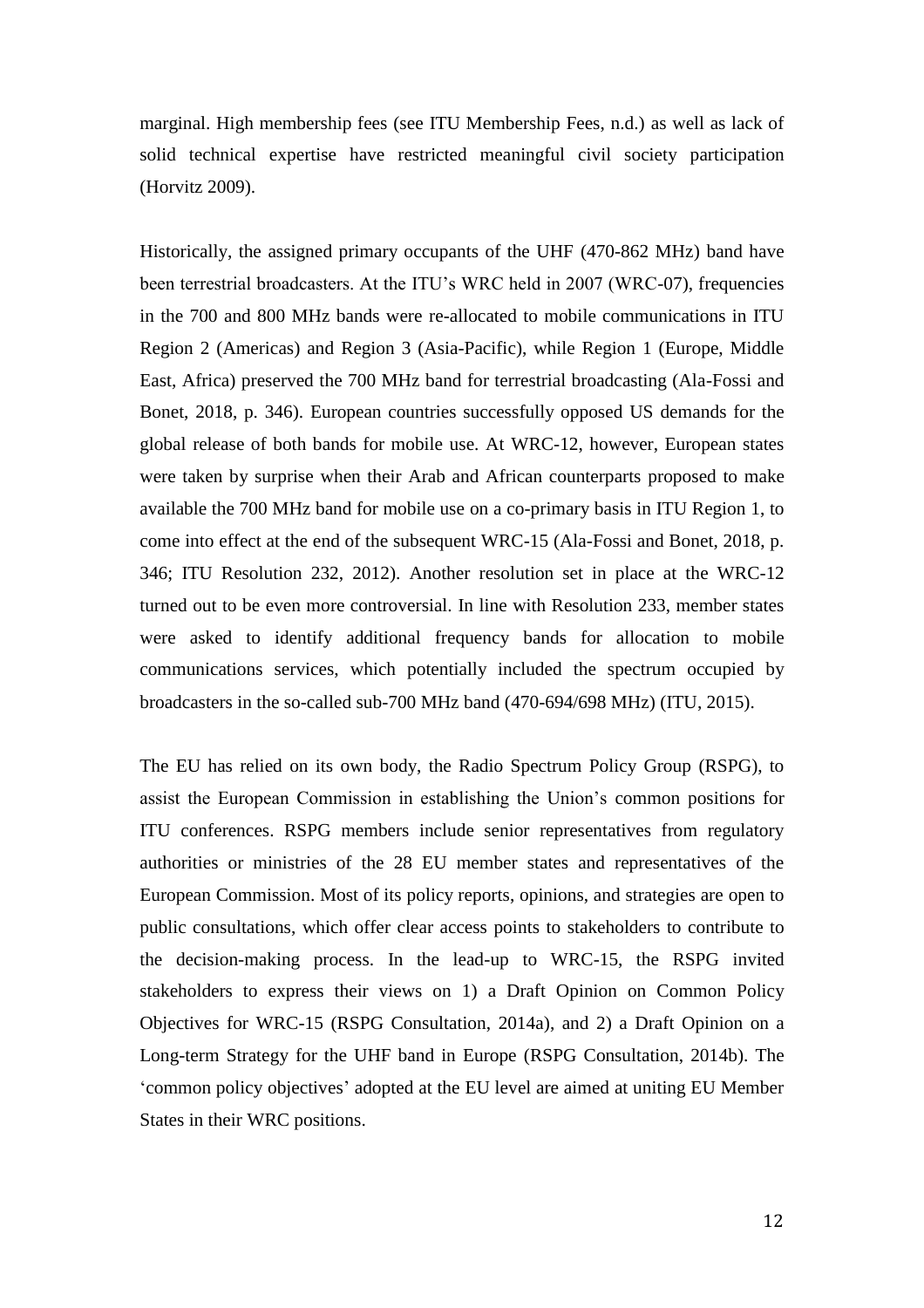marginal. High membership fees (see ITU Membership Fees, n.d.) as well as lack of solid technical expertise have restricted meaningful civil society participation (Horvitz 2009).

Historically, the assigned primary occupants of the UHF (470-862 MHz) band have been terrestrial broadcasters. At the ITU's WRC held in 2007 (WRC-07), frequencies in the 700 and 800 MHz bands were re-allocated to mobile communications in ITU Region 2 (Americas) and Region 3 (Asia-Pacific), while Region 1 (Europe, Middle East, Africa) preserved the 700 MHz band for terrestrial broadcasting (Ala-Fossi and Bonet, 2018, p. 346). European countries successfully opposed US demands for the global release of both bands for mobile use. At WRC-12, however, European states were taken by surprise when their Arab and African counterparts proposed to make available the 700 MHz band for mobile use on a co-primary basis in ITU Region 1, to come into effect at the end of the subsequent WRC-15 (Ala-Fossi and Bonet, 2018, p. 346; ITU Resolution 232, 2012). Another resolution set in place at the WRC-12 turned out to be even more controversial. In line with Resolution 233, member states were asked to identify additional frequency bands for allocation to mobile communications services, which potentially included the spectrum occupied by broadcasters in the so-called sub-700 MHz band (470-694/698 MHz) (ITU, 2015).

The EU has relied on its own body, the Radio Spectrum Policy Group (RSPG), to assist the European Commission in establishing the Union's common positions for ITU conferences. RSPG members include senior representatives from regulatory authorities or ministries of the 28 EU member states and representatives of the European Commission. Most of its policy reports, opinions, and strategies are open to public consultations, which offer clear access points to stakeholders to contribute to the decision-making process. In the lead-up to WRC-15, the RSPG invited stakeholders to express their views on 1) a Draft Opinion on Common Policy Objectives for WRC-15 (RSPG Consultation, 2014a), and 2) a Draft Opinion on a Long-term Strategy for the UHF band in Europe (RSPG Consultation, 2014b). The 'common policy objectives' adopted at the EU level are aimed at uniting EU Member States in their WRC positions.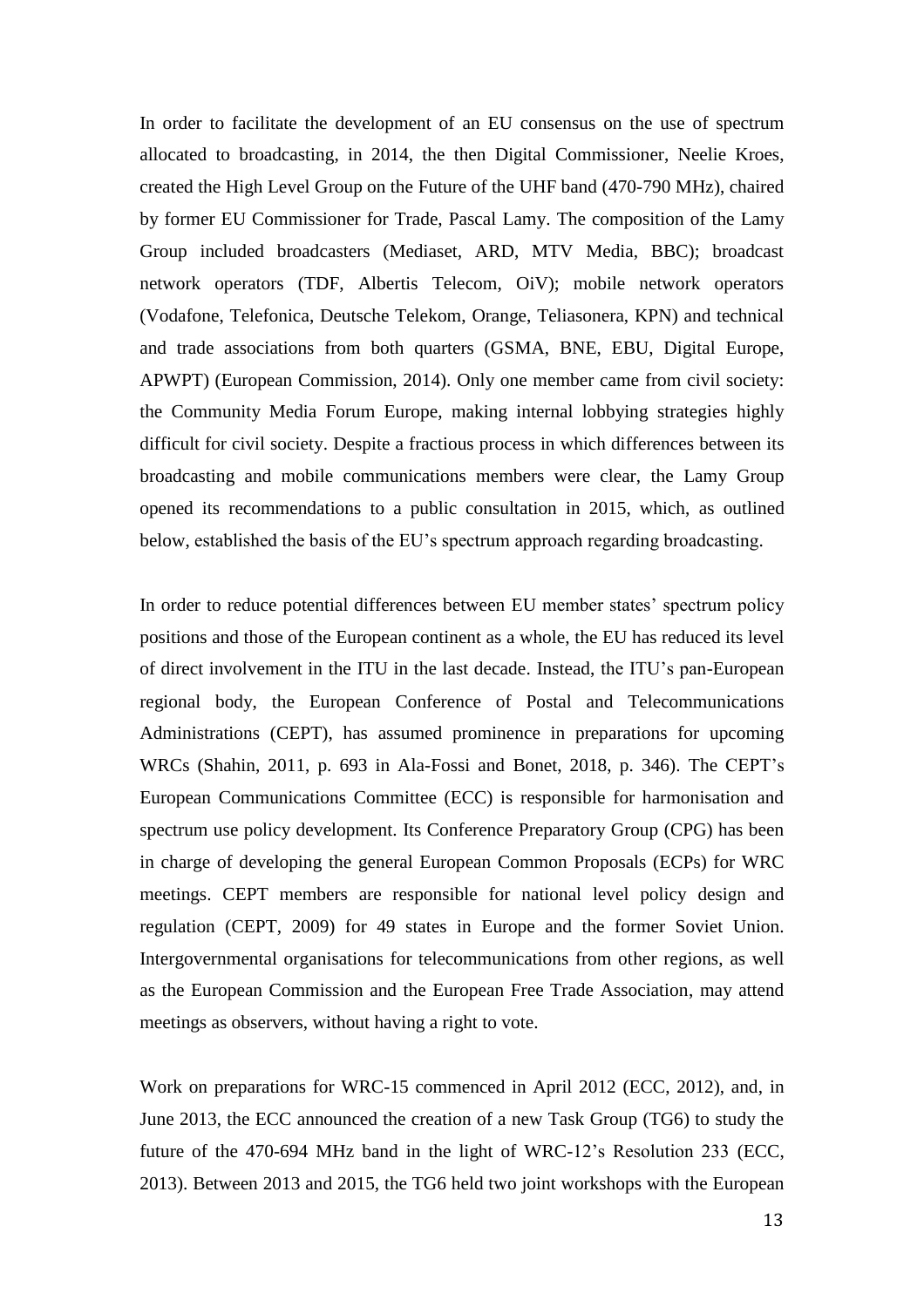In order to facilitate the development of an EU consensus on the use of spectrum allocated to broadcasting, in 2014, the then Digital Commissioner, Neelie Kroes, created the High Level Group on the Future of the UHF band (470-790 MHz), chaired by former EU Commissioner for Trade, Pascal Lamy. The composition of the Lamy Group included broadcasters (Mediaset, ARD, MTV Media, BBC); broadcast network operators (TDF, Albertis Telecom, OiV); mobile network operators (Vodafone, Telefonica, Deutsche Telekom, Orange, Teliasonera, KPN) and technical and trade associations from both quarters (GSMA, BNE, EBU, Digital Europe, APWPT) (European Commission, 2014). Only one member came from civil society: the Community Media Forum Europe, making internal lobbying strategies highly difficult for civil society. Despite a fractious process in which differences between its broadcasting and mobile communications members were clear, the Lamy Group opened its recommendations to a public consultation in 2015, which, as outlined below, established the basis of the EU's spectrum approach regarding broadcasting.

In order to reduce potential differences between EU member states' spectrum policy positions and those of the European continent as a whole, the EU has reduced its level of direct involvement in the ITU in the last decade. Instead, the ITU's pan-European regional body, the European Conference of Postal and Telecommunications Administrations (CEPT), has assumed prominence in preparations for upcoming WRCs (Shahin, 2011, p. 693 in Ala-Fossi and Bonet, 2018, p. 346). The CEPT's European Communications Committee (ECC) is responsible for harmonisation and spectrum use policy development. Its Conference Preparatory Group (CPG) has been in charge of developing the general European Common Proposals (ECPs) for WRC meetings. CEPT members are responsible for national level policy design and regulation (CEPT, 2009) for 49 states in Europe and the former Soviet Union. Intergovernmental organisations for telecommunications from other regions, as well as the European Commission and the European Free Trade Association, may attend meetings as observers, without having a right to vote.

Work on preparations for WRC-15 commenced in April 2012 (ECC, 2012), and, in June 2013, the ECC announced the creation of a new Task Group (TG6) to study the future of the 470-694 MHz band in the light of WRC-12's Resolution 233 (ECC, 2013). Between 2013 and 2015, the TG6 held two joint workshops with the European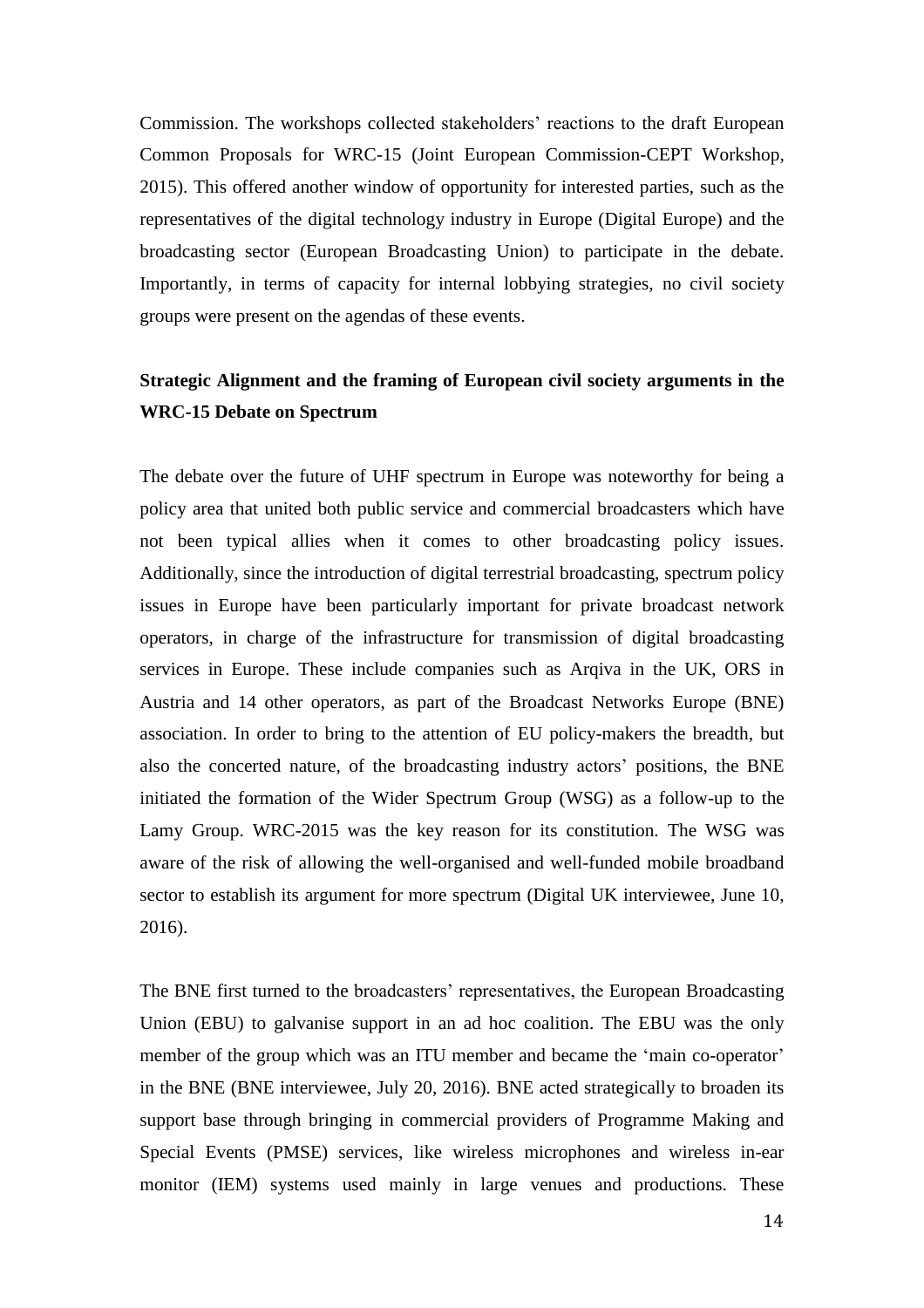Commission. The workshops collected stakeholders' reactions to the draft European Common Proposals for WRC-15 (Joint European Commission-CEPT Workshop, 2015). This offered another window of opportunity for interested parties, such as the representatives of the digital technology industry in Europe (Digital Europe) and the broadcasting sector (European Broadcasting Union) to participate in the debate. Importantly, in terms of capacity for internal lobbying strategies, no civil society groups were present on the agendas of these events.

## Strategic Alignment and the framing of European civil society arguments in the WRC-15 Debate on Spectrum

The debate over the future of UHF spectrum in Europe was noteworthy for being a policy area that united both public service and commercial broadcasters which have not been typical allies when it comes to other broadcasting policy issues. Additionally, since the introduction of digital terrestrial broadcasting, spectrum policy issues in Europe have been particularly important for private broadcast network operators, in charge of the infrastructure for transmission of digital broadcasting services in Europe. These include companies such as Arqiva in the UK, ORS in Austria and 14 other operators, as part of the Broadcast Networks Europe (BNE) association. In order to bring to the attention of EU policy-makers the breadth, but also the concerted nature, of the broadcasting industry actors' positions, the BNE initiated the formation of the Wider Spectrum Group (WSG) as a follow-up to the Lamy Group. WRC-2015 was the key reason for its constitution. The WSG was aware of the risk of allowing the well-organised and well-funded mobile broadband sector to establish its argument for more spectrum (Digital UK interviewee, June 10, 2016).

The BNE first turned to the broadcasters' representatives, the European Broadcasting Union (EBU) to galvanise support in an ad hoc coalition. The EBU was the only member of the group which was an ITU member and became the 'main co-operator' in the BNE (BNE interviewee, July 20, 2016). BNE acted strategically to broaden its support base through bringing in commercial providers of Programme Making and Special Events (PMSE) services, like wireless microphones and wireless in-ear monitor (IEM) systems used mainly in large venues and productions. These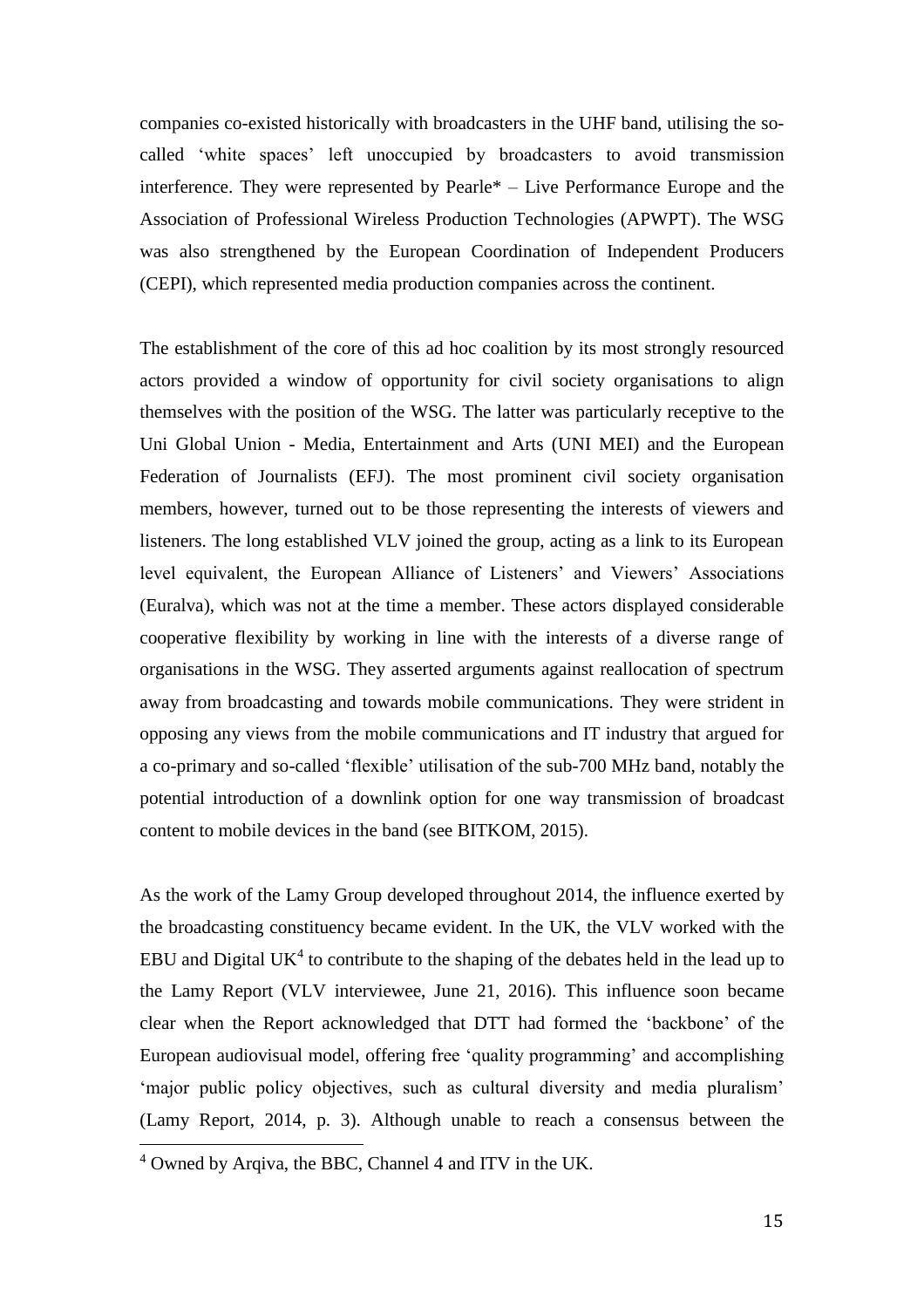companies co-existed historically with broadcasters in the UHF band, utilising the so-called 'white spaces' left unoccupied by broadcasters to avoid transmission interference. They were represented by Pearle* – Live Performance Europe and the Association of Professional Wireless Production Technologies (APWPT). The WSG was also strengthened by the European Coordination of Independent Producers (CEPI), which represented media production companies across the continent.

The establishment of the core of this ad hoc coalition by its most strongly resourced actors provided a window of opportunity for civil society organisations to align themselves with the position of the WSG. The latter was particularly receptive to the Uni Global Union - Media, Entertainment and Arts (UNI MEI) and the European Federation of Journalists (EFJ). The most prominent civil society organisation members, however, turned out to be those representing the interests of viewers and listeners. The long established VLV joined the group, acting as a link to its European level equivalent, the European Alliance of Listeners' and Viewers' Associations (Euralva), which was not at the time a member. These actors displayed considerable cooperative flexibility by working in line with the interests of a diverse range of organisations in the WSG. They asserted arguments against reallocation of spectrum away from broadcasting and towards mobile communications. They were strident in opposing any views from the mobile communications and IT industry that argued for a co-primary and so-called 'flexible' utilisation of the sub-700 MHz band, notably the potential introduction of a downlink option for one way transmission of broadcast content to mobile devices in the band (see BITKOM, 2015).

As the work of the Lamy Group developed throughout 2014, the influence exerted by the broadcasting constituency became evident. In the UK, the VLV worked with the EBU and Digital UK[4] to contribute to the shaping of the debates held in the lead up to the Lamy Report (VLV interviewee, June 21, 2016). This influence soon became clear when the Report acknowledged that DTT had formed the 'backbone' of the European audiovisual model, offering free 'quality programming' and accomplishing 'major public policy objectives, such as cultural diversity and media pluralism' (Lamy Report, 2014, p. 3). Although unable to reach a consensus between the

[4] Owned by Arqiva, the BBC, Channel 4 and ITV in the UK.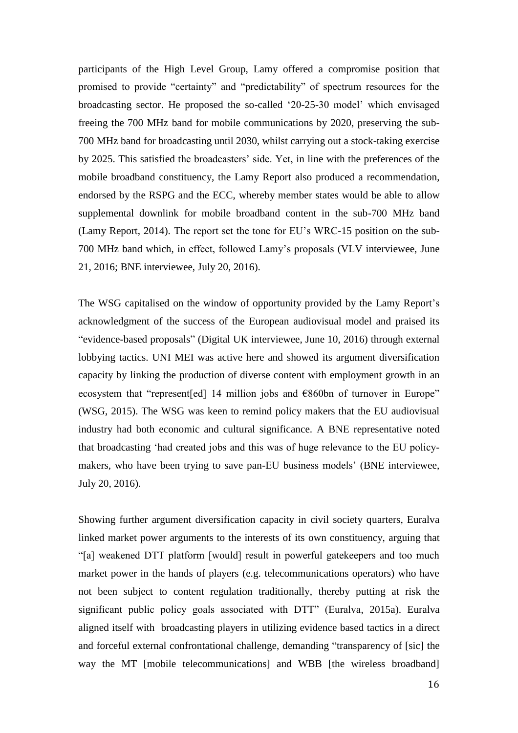participants of the High Level Group, Lamy offered a compromise position that promised to provide "certainty" and "predictability" of spectrum resources for the broadcasting sector. He proposed the so-called '20-25-30 model' which envisaged freeing the 700 MHz band for mobile communications by 2020, preserving the sub-700 MHz band for broadcasting until 2030, whilst carrying out a stock-taking exercise by 2025. This satisfied the broadcasters' side. Yet, in line with the preferences of the mobile broadband constituency, the Lamy Report also produced a recommendation, endorsed by the RSPG and the ECC, whereby member states would be able to allow supplemental downlink for mobile broadband content in the sub-700 MHz band (Lamy Report, 2014). The report set the tone for EU's WRC-15 position on the sub-700 MHz band which, in effect, followed Lamy's proposals (VLV interviewee, June 21, 2016; BNE interviewee, July 20, 2016).

The WSG capitalised on the window of opportunity provided by the Lamy Report's acknowledgment of the success of the European audiovisual model and praised its "evidence-based proposals" (Digital UK interviewee, June 10, 2016) through external lobbying tactics. UNI MEI was active here and showed its argument diversification capacity by linking the production of diverse content with employment growth in an ecosystem that "represent[ed] 14 million jobs and €860bn of turnover in Europe" (WSG, 2015). The WSG was keen to remind policy makers that the EU audiovisual industry had both economic and cultural significance. A BNE representative noted that broadcasting 'had created jobs and this was of huge relevance to the EU policy-makers, who have been trying to save pan-EU business models' (BNE interviewee, July 20, 2016).

Showing further argument diversification capacity in civil society quarters, Euralva linked market power arguments to the interests of its own constituency, arguing that "[a] weakened DTT platform [would] result in powerful gatekeepers and too much market power in the hands of players (e.g. telecommunications operators) who have not been subject to content regulation traditionally, thereby putting at risk the significant public policy goals associated with DTT" (Euralva, 2015a). Euralva aligned itself with broadcasting players in utilizing evidence based tactics in a direct and forceful external confrontational challenge, demanding "transparency of [sic] the way the MT [mobile telecommunications] and WBB [the wireless broadband]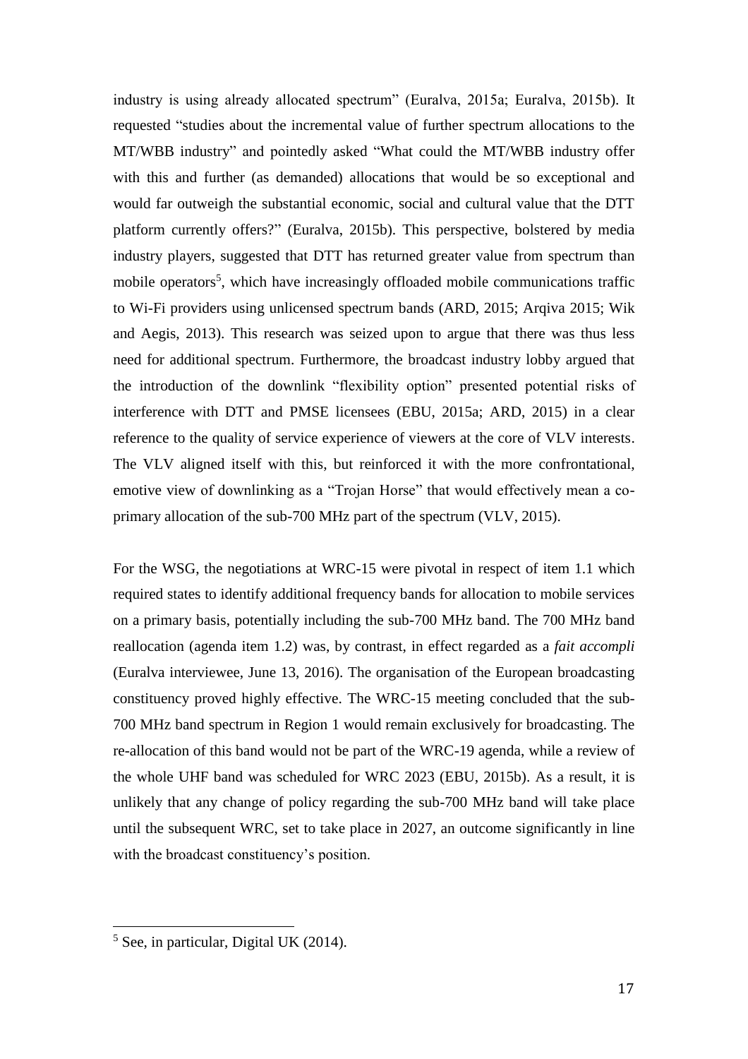industry is using already allocated spectrum" (Euralva, 2015a; Euralva, 2015b). It requested "studies about the incremental value of further spectrum allocations to the MT/WBB industry" and pointedly asked "What could the MT/WBB industry offer with this and further (as demanded) allocations that would be so exceptional and would far outweigh the substantial economic, social and cultural value that the DTT platform currently offers?" (Euralva, 2015b). This perspective, bolstered by media industry players, suggested that DTT has returned greater value from spectrum than mobile operators[5], which have increasingly offloaded mobile communications traffic to Wi-Fi providers using unlicensed spectrum bands (ARD, 2015; Arqiva 2015; Wik and Aegis, 2013). This research was seized upon to argue that there was thus less need for additional spectrum. Furthermore, the broadcast industry lobby argued that the introduction of the downlink "flexibility option" presented potential risks of interference with DTT and PMSE licensees (EBU, 2015a; ARD, 2015) in a clear reference to the quality of service experience of viewers at the core of VLV interests. The VLV aligned itself with this, but reinforced it with the more confrontational, emotive view of downlinking as a "Trojan Horse" that would effectively mean a co-primary allocation of the sub-700 MHz part of the spectrum (VLV, 2015).

For the WSG, the negotiations at WRC-15 were pivotal in respect of item 1.1 which required states to identify additional frequency bands for allocation to mobile services on a primary basis, potentially including the sub-700 MHz band. The 700 MHz band reallocation (agenda item 1.2) was, by contrast, in effect regarded as a *fait accompli* (Euralva interviewee, June 13, 2016). The organisation of the European broadcasting constituency proved highly effective. The WRC-15 meeting concluded that the sub-700 MHz band spectrum in Region 1 would remain exclusively for broadcasting. The re-allocation of this band would not be part of the WRC-19 agenda, while a review of the whole UHF band was scheduled for WRC 2023 (EBU, 2015b). As a result, it is unlikely that any change of policy regarding the sub-700 MHz band will take place until the subsequent WRC, set to take place in 2027, an outcome significantly in line with the broadcast constituency's position.

---

[5] See, in particular, Digital UK (2014).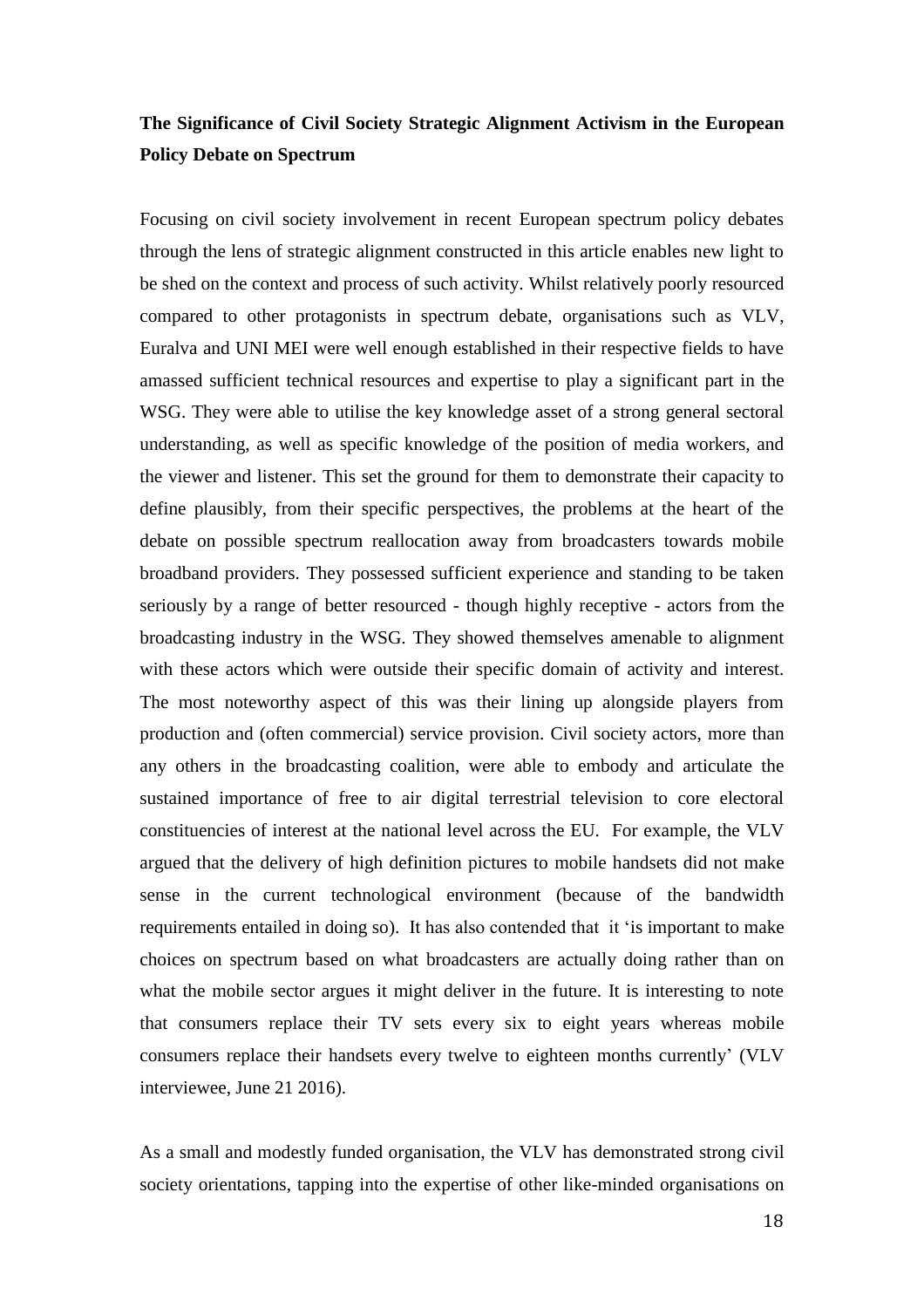## The Significance of Civil Society Strategic Alignment Activism in the European Policy Debate on Spectrum

Focusing on civil society involvement in recent European spectrum policy debates through the lens of strategic alignment constructed in this article enables new light to be shed on the context and process of such activity. Whilst relatively poorly resourced compared to other protagonists in spectrum debate, organisations such as VLV, Euralva and UNI MEI were well enough established in their respective fields to have amassed sufficient technical resources and expertise to play a significant part in the WSG. They were able to utilise the key knowledge asset of a strong general sectoral understanding, as well as specific knowledge of the position of media workers, and the viewer and listener. This set the ground for them to demonstrate their capacity to define plausibly, from their specific perspectives, the problems at the heart of the debate on possible spectrum reallocation away from broadcasters towards mobile broadband providers. They possessed sufficient experience and standing to be taken seriously by a range of better resourced - though highly receptive - actors from the broadcasting industry in the WSG. They showed themselves amenable to alignment with these actors which were outside their specific domain of activity and interest. The most noteworthy aspect of this was their lining up alongside players from production and (often commercial) service provision. Civil society actors, more than any others in the broadcasting coalition, were able to embody and articulate the sustained importance of free to air digital terrestrial television to core electoral constituencies of interest at the national level across the EU. For example, the VLV argued that the delivery of high definition pictures to mobile handsets did not make sense in the current technological environment (because of the bandwidth requirements entailed in doing so). It has also contended that it 'is important to make choices on spectrum based on what broadcasters are actually doing rather than on what the mobile sector argues it might deliver in the future. It is interesting to note that consumers replace their TV sets every six to eight years whereas mobile consumers replace their handsets every twelve to eighteen months currently' (VLV interviewee, June 21 2016).

As a small and modestly funded organisation, the VLV has demonstrated strong civil society orientations, tapping into the expertise of other like-minded organisations on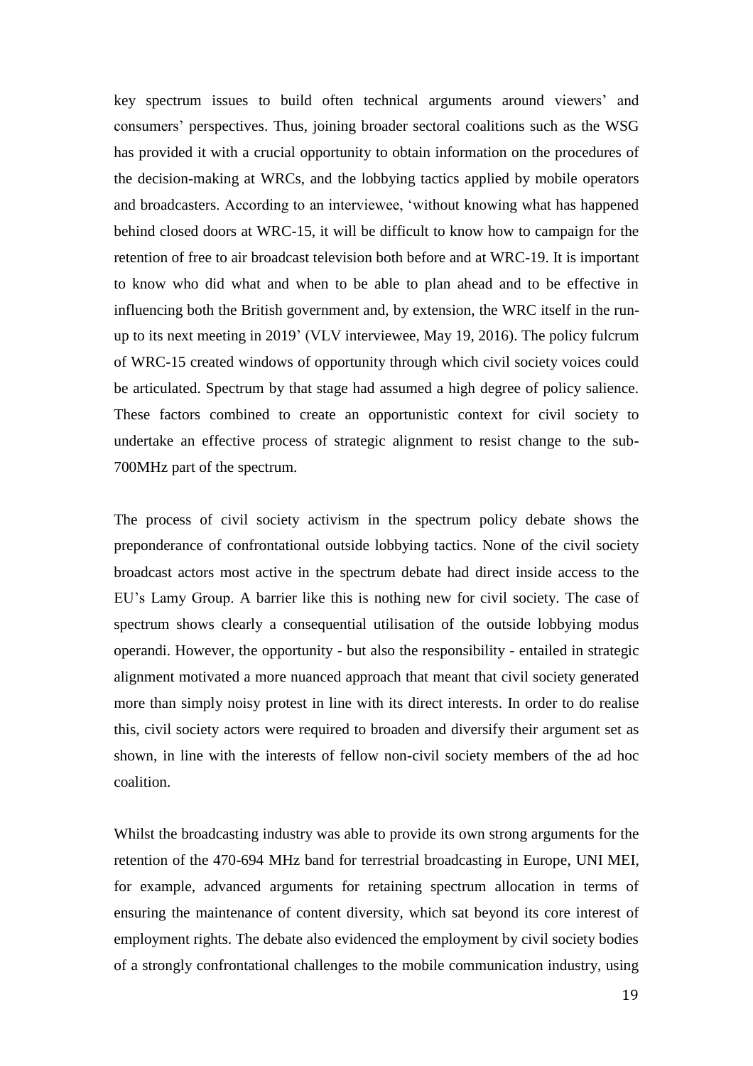key spectrum issues to build often technical arguments around viewers' and consumers' perspectives. Thus, joining broader sectoral coalitions such as the WSG has provided it with a crucial opportunity to obtain information on the procedures of the decision-making at WRCs, and the lobbying tactics applied by mobile operators and broadcasters. According to an interviewee, 'without knowing what has happened behind closed doors at WRC-15, it will be difficult to know how to campaign for the retention of free to air broadcast television both before and at WRC-19. It is important to know who did what and when to be able to plan ahead and to be effective in influencing both the British government and, by extension, the WRC itself in the run-up to its next meeting in 2019' (VLV interviewee, May 19, 2016). The policy fulcrum of WRC-15 created windows of opportunity through which civil society voices could be articulated. Spectrum by that stage had assumed a high degree of policy salience. These factors combined to create an opportunistic context for civil society to undertake an effective process of strategic alignment to resist change to the sub-700MHz part of the spectrum.

The process of civil society activism in the spectrum policy debate shows the preponderance of confrontational outside lobbying tactics. None of the civil society broadcast actors most active in the spectrum debate had direct inside access to the EU's Lamy Group. A barrier like this is nothing new for civil society. The case of spectrum shows clearly a consequential utilisation of the outside lobbying modus operandi. However, the opportunity - but also the responsibility - entailed in strategic alignment motivated a more nuanced approach that meant that civil society generated more than simply noisy protest in line with its direct interests. In order to do realise this, civil society actors were required to broaden and diversify their argument set as shown, in line with the interests of fellow non-civil society members of the ad hoc coalition.

Whilst the broadcasting industry was able to provide its own strong arguments for the retention of the 470-694 MHz band for terrestrial broadcasting in Europe, UNI MEI, for example, advanced arguments for retaining spectrum allocation in terms of ensuring the maintenance of content diversity, which sat beyond its core interest of employment rights. The debate also evidenced the employment by civil society bodies of a strongly confrontational challenges to the mobile communication industry, using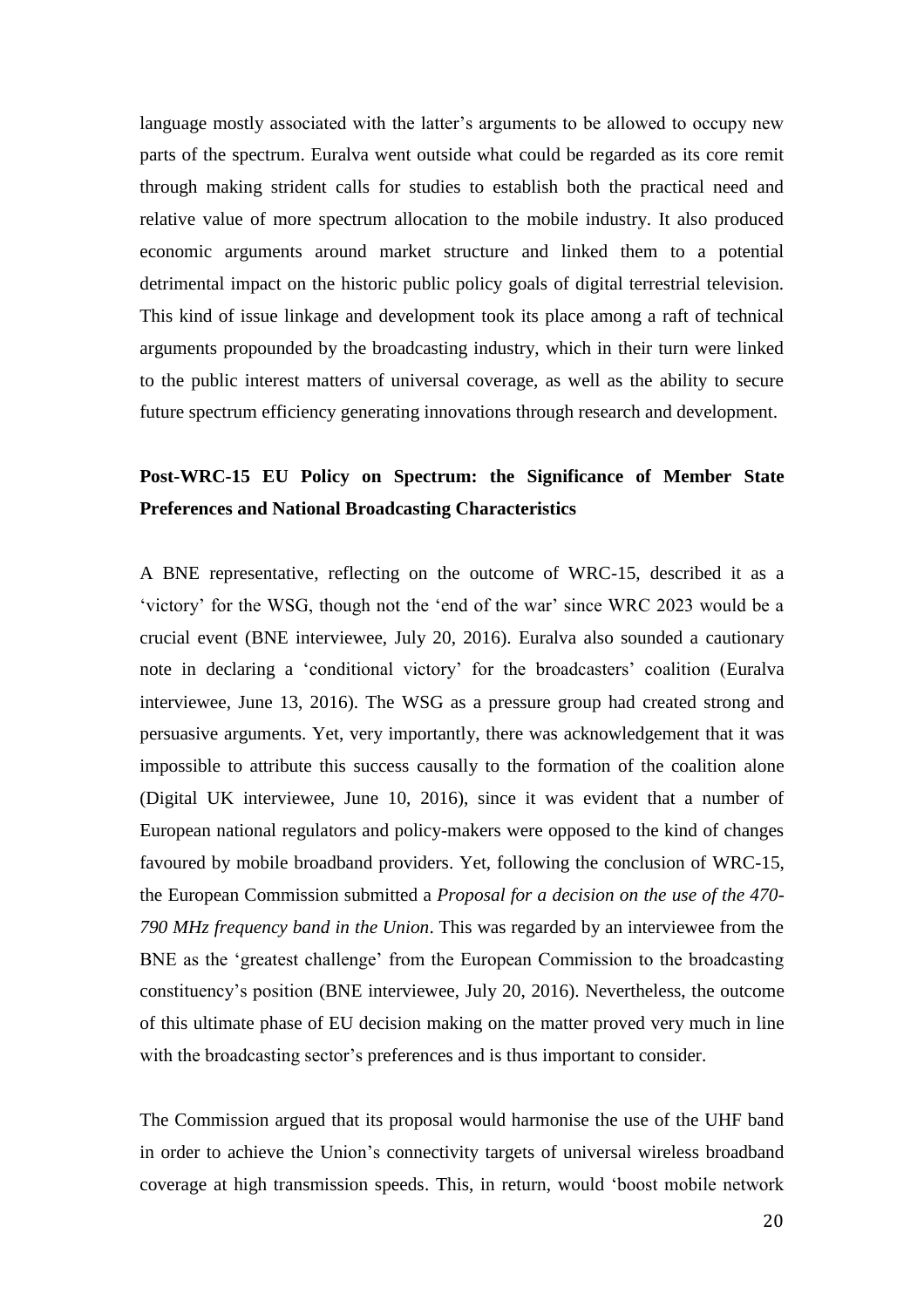language mostly associated with the latter's arguments to be allowed to occupy new parts of the spectrum. Euralva went outside what could be regarded as its core remit through making strident calls for studies to establish both the practical need and relative value of more spectrum allocation to the mobile industry. It also produced economic arguments around market structure and linked them to a potential detrimental impact on the historic public policy goals of digital terrestrial television. This kind of issue linkage and development took its place among a raft of technical arguments propounded by the broadcasting industry, which in their turn were linked to the public interest matters of universal coverage, as well as the ability to secure future spectrum efficiency generating innovations through research and development.

## Post-WRC-15 EU Policy on Spectrum: the Significance of Member State Preferences and National Broadcasting Characteristics

A BNE representative, reflecting on the outcome of WRC-15, described it as a 'victory' for the WSG, though not the 'end of the war' since WRC 2023 would be a crucial event (BNE interviewee, July 20, 2016). Euralva also sounded a cautionary note in declaring a 'conditional victory' for the broadcasters' coalition (Euralva interviewee, June 13, 2016). The WSG as a pressure group had created strong and persuasive arguments. Yet, very importantly, there was acknowledgement that it was impossible to attribute this success causally to the formation of the coalition alone (Digital UK interviewee, June 10, 2016), since it was evident that a number of European national regulators and policy-makers were opposed to the kind of changes favoured by mobile broadband providers. Yet, following the conclusion of WRC-15, the European Commission submitted a *Proposal for a decision on the use of the 470-790 MHz frequency band in the Union*. This was regarded by an interviewee from the BNE as the 'greatest challenge' from the European Commission to the broadcasting constituency's position (BNE interviewee, July 20, 2016). Nevertheless, the outcome of this ultimate phase of EU decision making on the matter proved very much in line with the broadcasting sector's preferences and is thus important to consider.

The Commission argued that its proposal would harmonise the use of the UHF band in order to achieve the Union's connectivity targets of universal wireless broadband coverage at high transmission speeds. This, in return, would 'boost mobile network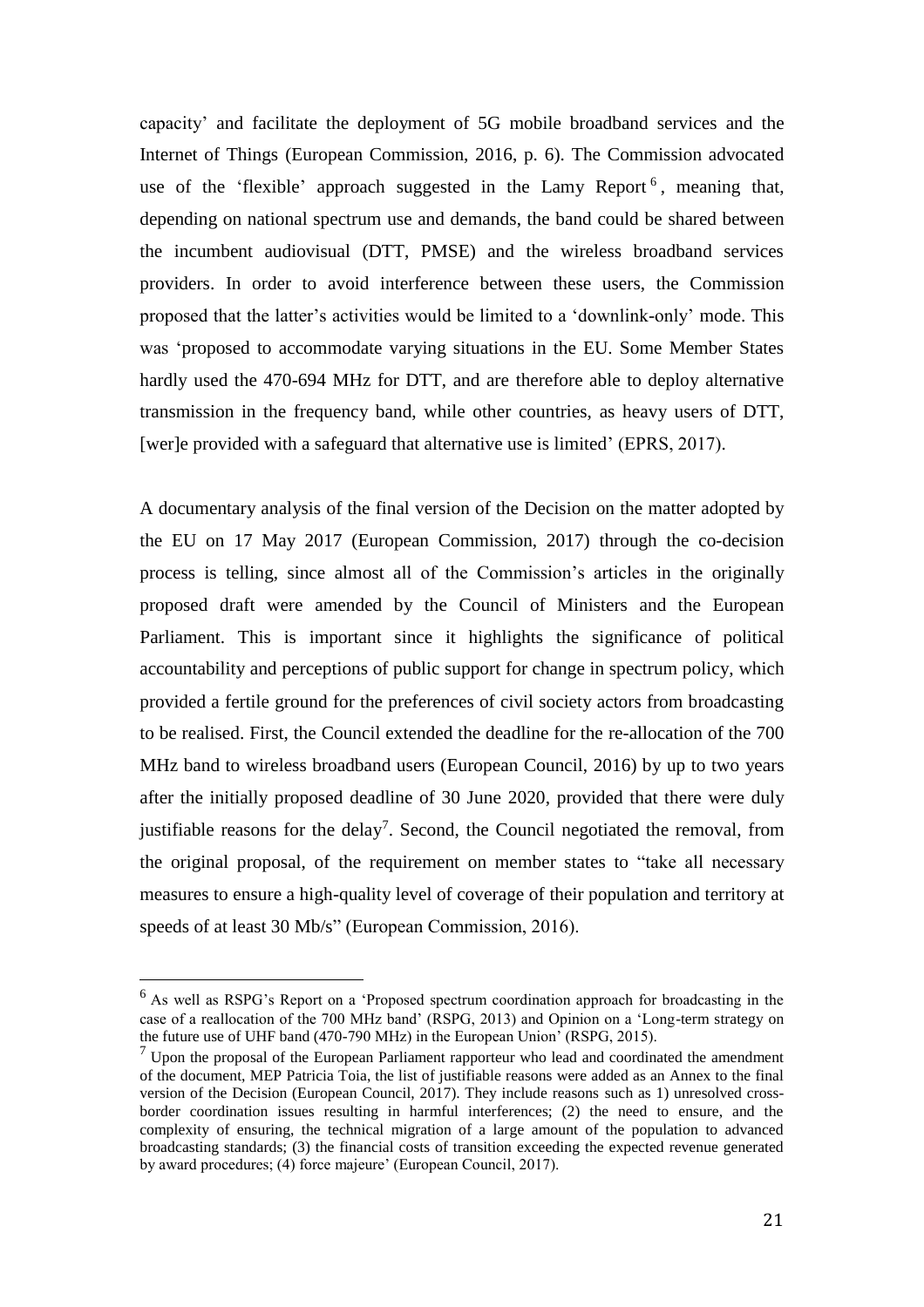capacity' and facilitate the deployment of 5G mobile broadband services and the Internet of Things (European Commission, 2016, p. 6). The Commission advocated use of the 'flexible' approach suggested in the Lamy Report[6], meaning that, depending on national spectrum use and demands, the band could be shared between the incumbent audiovisual (DTT, PMSE) and the wireless broadband services providers. In order to avoid interference between these users, the Commission proposed that the latter's activities would be limited to a 'downlink-only' mode. This was 'proposed to accommodate varying situations in the EU. Some Member States hardly used the 470-694 MHz for DTT, and are therefore able to deploy alternative transmission in the frequency band, while other countries, as heavy users of DTT, [wer]e provided with a safeguard that alternative use is limited' (EPRS, 2017).

A documentary analysis of the final version of the Decision on the matter adopted by the EU on 17 May 2017 (European Commission, 2017) through the co-decision process is telling, since almost all of the Commission's articles in the originally proposed draft were amended by the Council of Ministers and the European Parliament. This is important since it highlights the significance of political accountability and perceptions of public support for change in spectrum policy, which provided a fertile ground for the preferences of civil society actors from broadcasting to be realised. First, the Council extended the deadline for the re-allocation of the 700 MHz band to wireless broadband users (European Council, 2016) by up to two years after the initially proposed deadline of 30 June 2020, provided that there were duly justifiable reasons for the delay[7]. Second, the Council negotiated the removal, from the original proposal, of the requirement on member states to "take all necessary measures to ensure a high-quality level of coverage of their population and territory at speeds of at least 30 Mb/s" (European Commission, 2016).

---

[6] As well as RSPG's Report on a 'Proposed spectrum coordination approach for broadcasting in the case of a reallocation of the 700 MHz band' (RSPG, 2013) and Opinion on a 'Long-term strategy on the future use of UHF band (470-790 MHz) in the European Union' (RSPG, 2015).

[7] Upon the proposal of the European Parliament rapporteur who lead and coordinated the amendment of the document, MEP Patricia Toia, the list of justifiable reasons were added as an Annex to the final version of the Decision (European Council, 2017). They include reasons such as 1) unresolved cross-border coordination issues resulting in harmful interferences; (2) the need to ensure, and the complexity of ensuring, the technical migration of a large amount of the population to advanced broadcasting standards; (3) the financial costs of transition exceeding the expected revenue generated by award procedures; (4) force majeure' (European Council, 2017).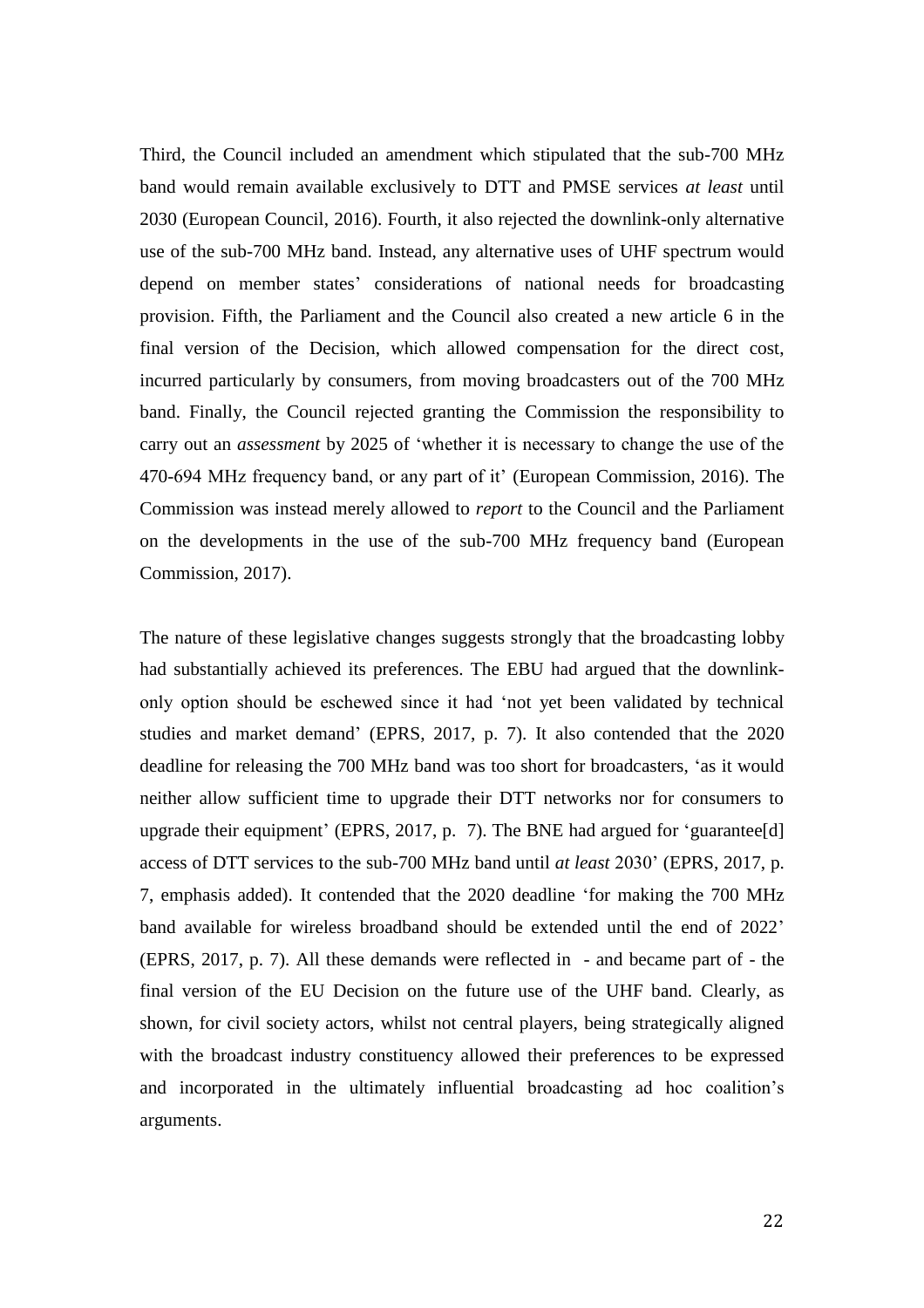Third, the Council included an amendment which stipulated that the sub-700 MHz band would remain available exclusively to DTT and PMSE services *at least* until 2030 (European Council, 2016). Fourth, it also rejected the downlink-only alternative use of the sub-700 MHz band. Instead, any alternative uses of UHF spectrum would depend on member states' considerations of national needs for broadcasting provision. Fifth, the Parliament and the Council also created a new article 6 in the final version of the Decision, which allowed compensation for the direct cost, incurred particularly by consumers, from moving broadcasters out of the 700 MHz band. Finally, the Council rejected granting the Commission the responsibility to carry out an *assessment* by 2025 of 'whether it is necessary to change the use of the 470-694 MHz frequency band, or any part of it' (European Commission, 2016). The Commission was instead merely allowed to *report* to the Council and the Parliament on the developments in the use of the sub-700 MHz frequency band (European Commission, 2017).

The nature of these legislative changes suggests strongly that the broadcasting lobby had substantially achieved its preferences. The EBU had argued that the downlink-only option should be eschewed since it had 'not yet been validated by technical studies and market demand' (EPRS, 2017, p. 7). It also contended that the 2020 deadline for releasing the 700 MHz band was too short for broadcasters, 'as it would neither allow sufficient time to upgrade their DTT networks nor for consumers to upgrade their equipment' (EPRS, 2017, p. 7). The BNE had argued for 'guarantee[d] access of DTT services to the sub-700 MHz band until *at least* 2030' (EPRS, 2017, p. 7, emphasis added). It contended that the 2020 deadline 'for making the 700 MHz band available for wireless broadband should be extended until the end of 2022' (EPRS, 2017, p. 7). All these demands were reflected in - and became part of - the final version of the EU Decision on the future use of the UHF band. Clearly, as shown, for civil society actors, whilst not central players, being strategically aligned with the broadcast industry constituency allowed their preferences to be expressed and incorporated in the ultimately influential broadcasting ad hoc coalition's arguments.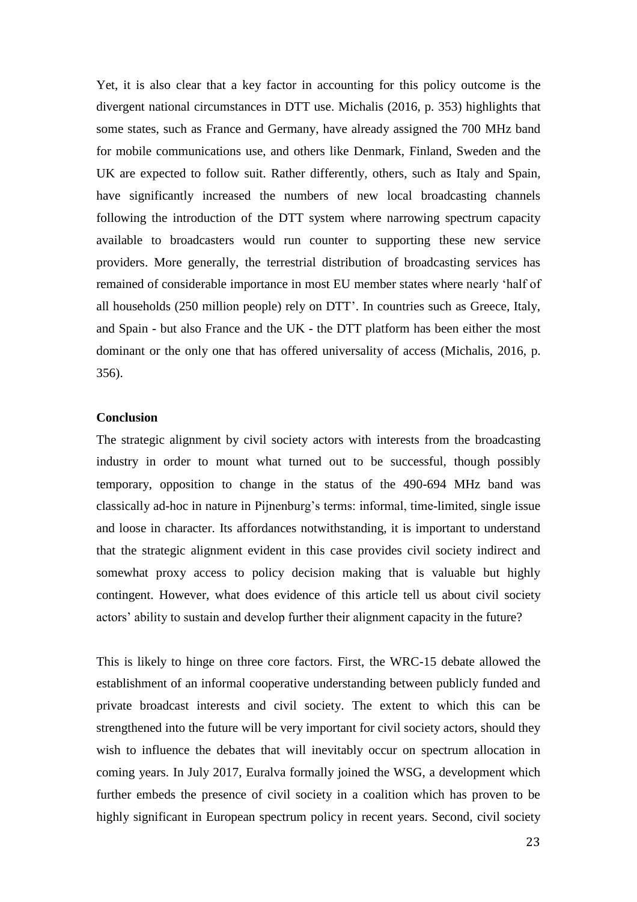Yet, it is also clear that a key factor in accounting for this policy outcome is the divergent national circumstances in DTT use. Michalis (2016, p. 353) highlights that some states, such as France and Germany, have already assigned the 700 MHz band for mobile communications use, and others like Denmark, Finland, Sweden and the UK are expected to follow suit. Rather differently, others, such as Italy and Spain, have significantly increased the numbers of new local broadcasting channels following the introduction of the DTT system where narrowing spectrum capacity available to broadcasters would run counter to supporting these new service providers. More generally, the terrestrial distribution of broadcasting services has remained of considerable importance in most EU member states where nearly 'half of all households (250 million people) rely on DTT'. In countries such as Greece, Italy, and Spain - but also France and the UK - the DTT platform has been either the most dominant or the only one that has offered universality of access (Michalis, 2016, p. 356).

**Conclusion**

The strategic alignment by civil society actors with interests from the broadcasting industry in order to mount what turned out to be successful, though possibly temporary, opposition to change in the status of the 490-694 MHz band was classically ad-hoc in nature in Pijnenburg's terms: informal, time-limited, single issue and loose in character. Its affordances notwithstanding, it is important to understand that the strategic alignment evident in this case provides civil society indirect and somewhat proxy access to policy decision making that is valuable but highly contingent. However, what does evidence of this article tell us about civil society actors' ability to sustain and develop further their alignment capacity in the future?

This is likely to hinge on three core factors. First, the WRC-15 debate allowed the establishment of an informal cooperative understanding between publicly funded and private broadcast interests and civil society. The extent to which this can be strengthened into the future will be very important for civil society actors, should they wish to influence the debates that will inevitably occur on spectrum allocation in coming years. In July 2017, Euralva formally joined the WSG, a development which further embeds the presence of civil society in a coalition which has proven to be highly significant in European spectrum policy in recent years. Second, civil society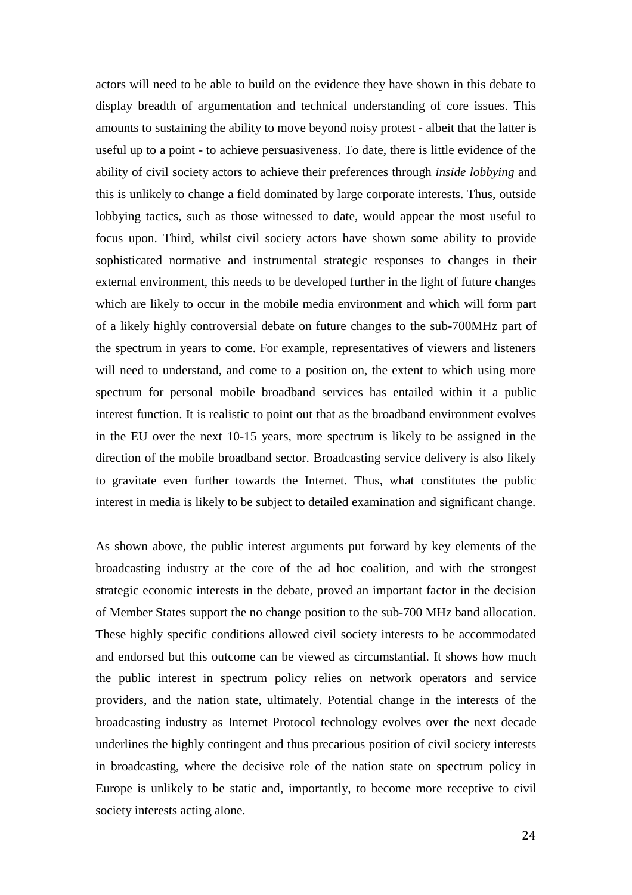actors will need to be able to build on the evidence they have shown in this debate to display breadth of argumentation and technical understanding of core issues. This amounts to sustaining the ability to move beyond noisy protest - albeit that the latter is useful up to a point - to achieve persuasiveness. To date, there is little evidence of the ability of civil society actors to achieve their preferences through *inside lobbying* and this is unlikely to change a field dominated by large corporate interests. Thus, outside lobbying tactics, such as those witnessed to date, would appear the most useful to focus upon. Third, whilst civil society actors have shown some ability to provide sophisticated normative and instrumental strategic responses to changes in their external environment, this needs to be developed further in the light of future changes which are likely to occur in the mobile media environment and which will form part of a likely highly controversial debate on future changes to the sub-700MHz part of the spectrum in years to come. For example, representatives of viewers and listeners will need to understand, and come to a position on, the extent to which using more spectrum for personal mobile broadband services has entailed within it a public interest function. It is realistic to point out that as the broadband environment evolves in the EU over the next 10-15 years, more spectrum is likely to be assigned in the direction of the mobile broadband sector. Broadcasting service delivery is also likely to gravitate even further towards the Internet. Thus, what constitutes the public interest in media is likely to be subject to detailed examination and significant change.

As shown above, the public interest arguments put forward by key elements of the broadcasting industry at the core of the ad hoc coalition, and with the strongest strategic economic interests in the debate, proved an important factor in the decision of Member States support the no change position to the sub-700 MHz band allocation. These highly specific conditions allowed civil society interests to be accommodated and endorsed but this outcome can be viewed as circumstantial. It shows how much the public interest in spectrum policy relies on network operators and service providers, and the nation state, ultimately. Potential change in the interests of the broadcasting industry as Internet Protocol technology evolves over the next decade underlines the highly contingent and thus precarious position of civil society interests in broadcasting, where the decisive role of the nation state on spectrum policy in Europe is unlikely to be static and, importantly, to become more receptive to civil society interests acting alone.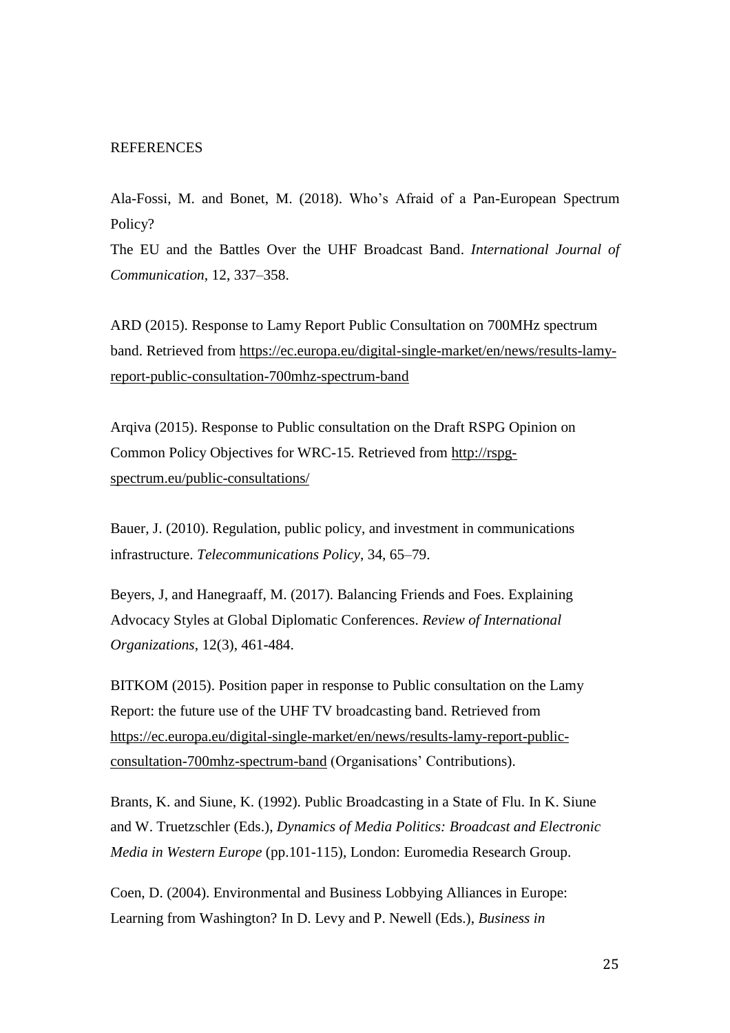REFERENCES

Ala-Fossi, M. and Bonet, M. (2018). Who's Afraid of a Pan-European Spectrum Policy?
The EU and the Battles Over the UHF Broadcast Band. *International Journal of Communication*, 12, 337–358.

ARD (2015). Response to Lamy Report Public Consultation on 700MHz spectrum band. Retrieved from https://ec.europa.eu/digital-single-market/en/news/results-lamy-report-public-consultation-700mhz-spectrum-band

Arqiva (2015). Response to Public consultation on the Draft RSPG Opinion on Common Policy Objectives for WRC-15. Retrieved from http://rspg-spectrum.eu/public-consultations/

Bauer, J. (2010). Regulation, public policy, and investment in communications infrastructure. *Telecommunications Policy*, 34, 65–79.

Beyers, J, and Hanegraaff, M. (2017). Balancing Friends and Foes. Explaining Advocacy Styles at Global Diplomatic Conferences. *Review of International Organizations*, 12(3), 461-484.

BITKOM (2015). Position paper in response to Public consultation on the Lamy Report: the future use of the UHF TV broadcasting band. Retrieved from https://ec.europa.eu/digital-single-market/en/news/results-lamy-report-public-consultation-700mhz-spectrum-band (Organisations' Contributions).

Brants, K. and Siune, K. (1992). Public Broadcasting in a State of Flu. In K. Siune and W. Truetzschler (Eds.), *Dynamics of Media Politics: Broadcast and Electronic Media in Western Europe* (pp.101-115), London: Euromedia Research Group.

Coen, D. (2004). Environmental and Business Lobbying Alliances in Europe: Learning from Washington? In D. Levy and P. Newell (Eds.), *Business in*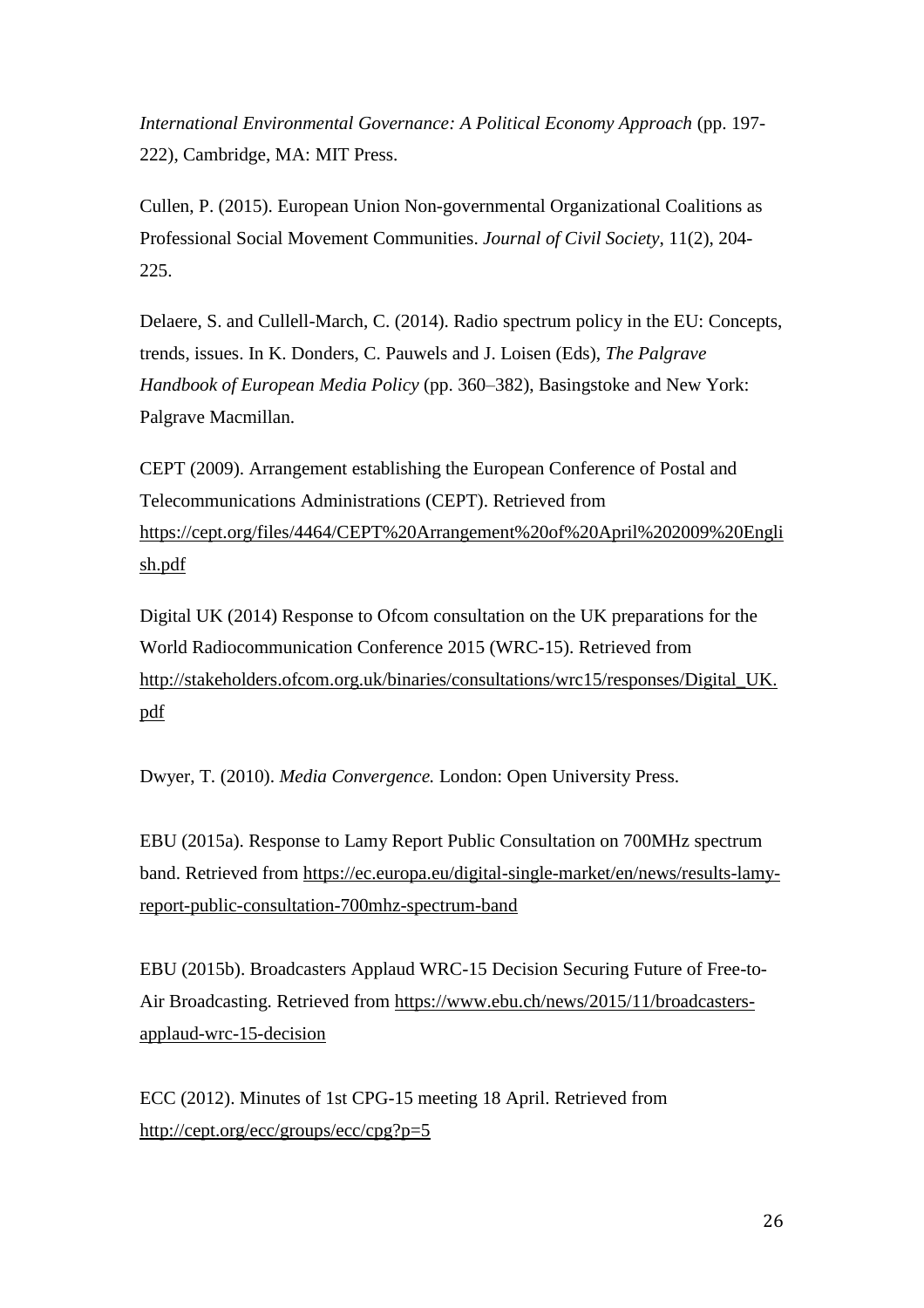*International Environmental Governance: A Political Economy Approach* (pp. 197-222), Cambridge, MA: MIT Press.

Cullen, P. (2015). European Union Non-governmental Organizational Coalitions as Professional Social Movement Communities. *Journal of Civil Society*, 11(2), 204-225.

Delaere, S. and Cullell-March, C. (2014). Radio spectrum policy in the EU: Concepts, trends, issues. In K. Donders, C. Pauwels and J. Loisen (Eds), *The Palgrave Handbook of European Media Policy* (pp. 360–382), Basingstoke and New York: Palgrave Macmillan.

CEPT (2009). Arrangement establishing the European Conference of Postal and Telecommunications Administrations (CEPT). Retrieved from https://cept.org/files/4464/CEPT%20Arrangement%20of%20April%202009%20English.pdf

Digital UK (2014) Response to Ofcom consultation on the UK preparations for the World Radiocommunication Conference 2015 (WRC-15). Retrieved from http://stakeholders.ofcom.org.uk/binaries/consultations/wrc15/responses/Digital_UK.pdf

Dwyer, T. (2010). *Media Convergence.* London: Open University Press.

EBU (2015a). Response to Lamy Report Public Consultation on 700MHz spectrum band. Retrieved from https://ec.europa.eu/digital-single-market/en/news/results-lamy-report-public-consultation-700mhz-spectrum-band

EBU (2015b). Broadcasters Applaud WRC-15 Decision Securing Future of Free-to-Air Broadcasting. Retrieved from https://www.ebu.ch/news/2015/11/broadcasters-applaud-wrc-15-decision

ECC (2012). Minutes of 1st CPG-15 meeting 18 April. Retrieved from http://cept.org/ecc/groups/ecc/cpg?p=5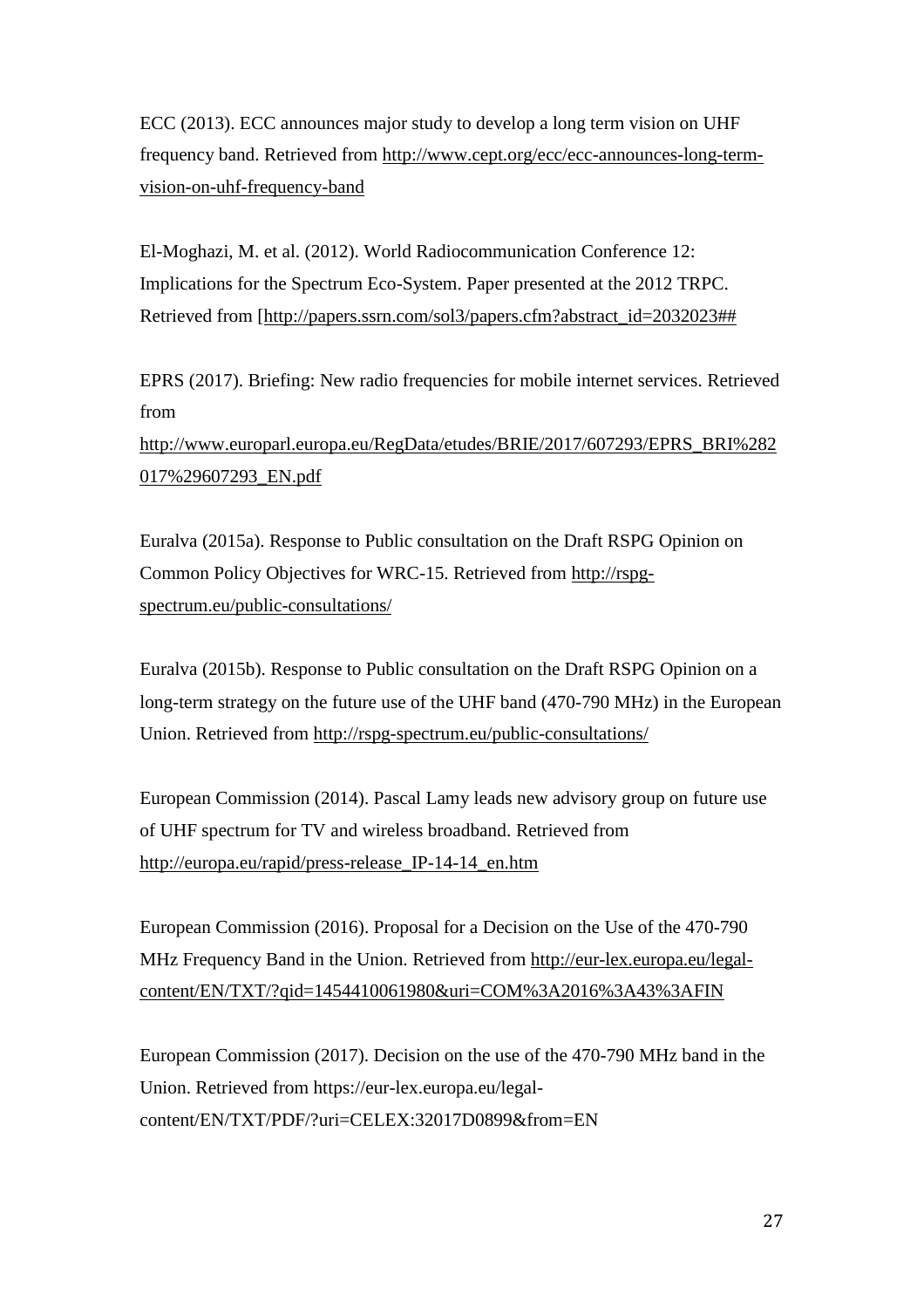ECC (2013). ECC announces major study to develop a long term vision on UHF frequency band. Retrieved from http://www.cept.org/ecc/ecc-announces-long-term-vision-on-uhf-frequency-band

El-Moghazi, M. et al. (2012). World Radiocommunication Conference 12: Implications for the Spectrum Eco-System. Paper presented at the 2012 TRPC. Retrieved from [http://papers.ssrn.com/sol3/papers.cfm?abstract_id=2032023##

EPRS (2017). Briefing: New radio frequencies for mobile internet services. Retrieved from http://www.europarl.europa.eu/RegData/etudes/BRIE/2017/607293/EPRS_BRI%282017%29607293_EN.pdf

Euralva (2015a). Response to Public consultation on the Draft RSPG Opinion on Common Policy Objectives for WRC-15. Retrieved from http://rspg-spectrum.eu/public-consultations/

Euralva (2015b). Response to Public consultation on the Draft RSPG Opinion on a long-term strategy on the future use of the UHF band (470-790 MHz) in the European Union. Retrieved from http://rspg-spectrum.eu/public-consultations/

European Commission (2014). Pascal Lamy leads new advisory group on future use of UHF spectrum for TV and wireless broadband. Retrieved from http://europa.eu/rapid/press-release_IP-14-14_en.htm

European Commission (2016). Proposal for a Decision on the Use of the 470-790 MHz Frequency Band in the Union. Retrieved from http://eur-lex.europa.eu/legal-content/EN/TXT/?qid=1454410061980&uri=COM%3A2016%3A43%3AFIN

European Commission (2017). Decision on the use of the 470-790 MHz band in the Union. Retrieved from https://eur-lex.europa.eu/legal-content/EN/TXT/PDF/?uri=CELEX:32017D0899&from=EN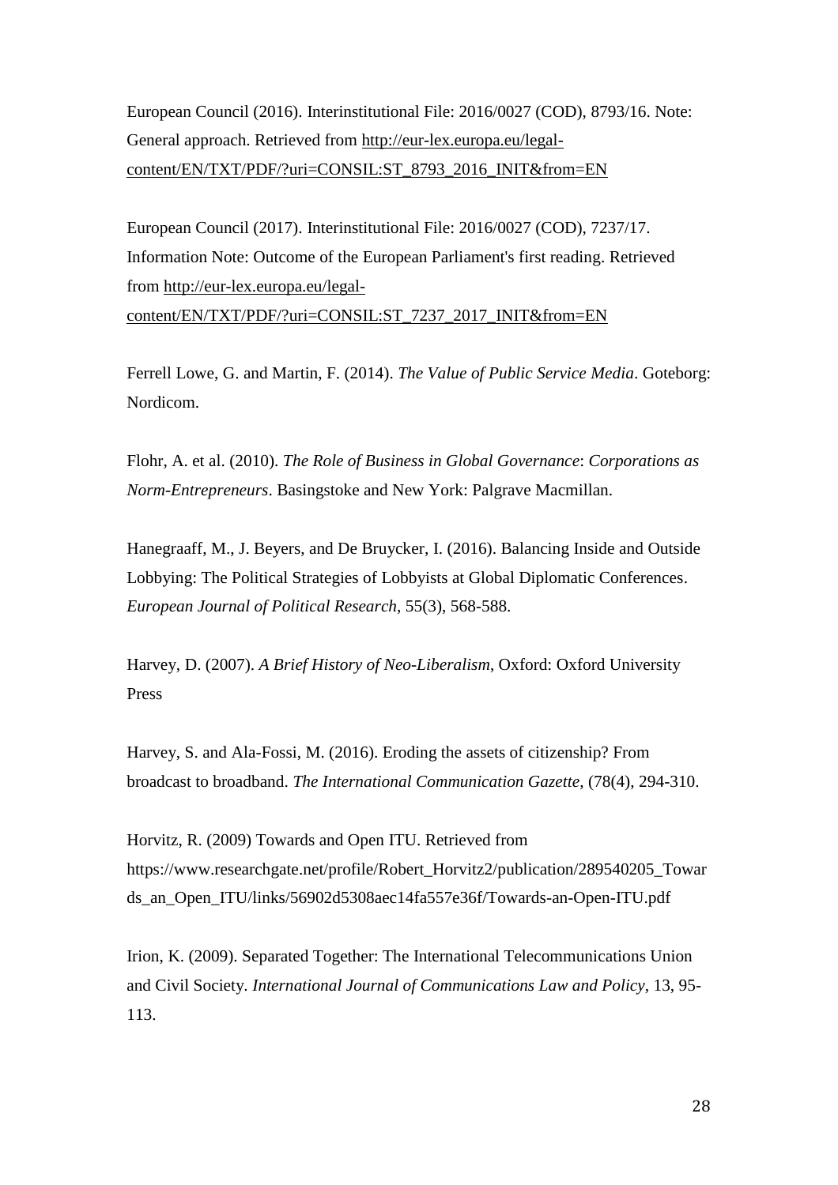European Council (2016). Interinstitutional File: 2016/0027 (COD), 8793/16. Note: General approach. Retrieved from http://eur-lex.europa.eu/legal-content/EN/TXT/PDF/?uri=CONSIL:ST_8793_2016_INIT&from=EN

European Council (2017). Interinstitutional File: 2016/0027 (COD), 7237/17. Information Note: Outcome of the European Parliament's first reading. Retrieved from http://eur-lex.europa.eu/legal-content/EN/TXT/PDF/?uri=CONSIL:ST_7237_2017_INIT&from=EN

Ferrell Lowe, G. and Martin, F. (2014). *The Value of Public Service Media*. Goteborg: Nordicom.

Flohr, A. et al. (2010). *The Role of Business in Global Governance*: *Corporations as Norm-Entrepreneurs*. Basingstoke and New York: Palgrave Macmillan.

Hanegraaff, M., J. Beyers, and De Bruycker, I. (2016). Balancing Inside and Outside Lobbying: The Political Strategies of Lobbyists at Global Diplomatic Conferences. *European Journal of Political Research*, 55(3), 568-588.

Harvey, D. (2007). *A Brief History of Neo-Liberalism*, Oxford: Oxford University Press

Harvey, S. and Ala-Fossi, M. (2016). Eroding the assets of citizenship? From broadcast to broadband. *The International Communication Gazette*, (78(4), 294-310.

Horvitz, R. (2009) Towards and Open ITU. Retrieved from https://www.researchgate.net/profile/Robert_Horvitz2/publication/289540205_Towards_an_Open_ITU/links/56902d5308aec14fa557e36f/Towards-an-Open-ITU.pdf

Irion, K. (2009). Separated Together: The International Telecommunications Union and Civil Society. *International Journal of Communications Law and Policy*, 13, 95-113.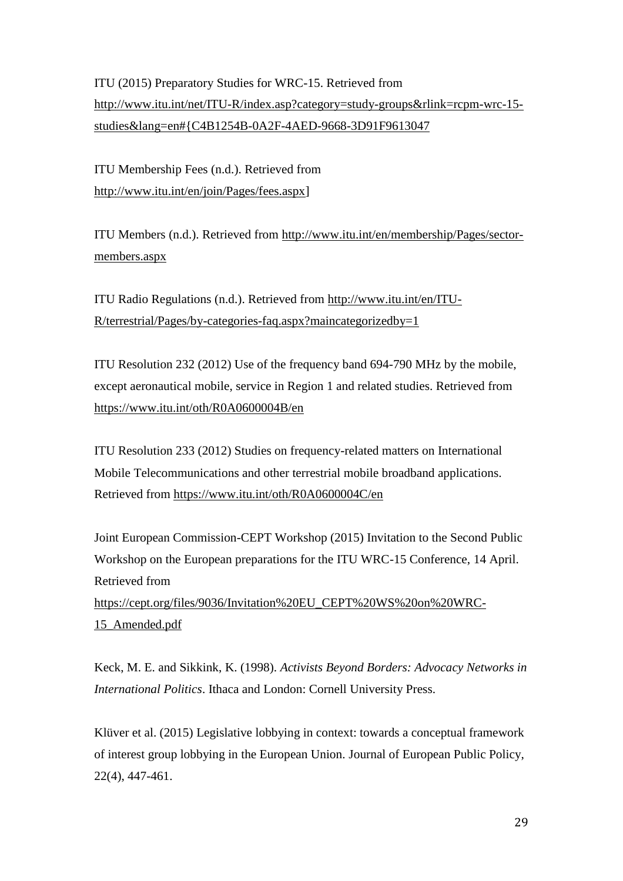ITU (2015) Preparatory Studies for WRC-15. Retrieved from http://www.itu.int/net/ITU-R/index.asp?category=study-groups&rlink=rcpm-wrc-15-studies&lang=en#{C4B1254B-0A2F-4AED-9668-3D91F9613047

ITU Membership Fees (n.d.). Retrieved from http://www.itu.int/en/join/Pages/fees.aspx]

ITU Members (n.d.). Retrieved from http://www.itu.int/en/membership/Pages/sector-members.aspx

ITU Radio Regulations (n.d.). Retrieved from http://www.itu.int/en/ITU-R/terrestrial/Pages/by-categories-faq.aspx?maincategorizedby=1

ITU Resolution 232 (2012) Use of the frequency band 694-790 MHz by the mobile, except aeronautical mobile, service in Region 1 and related studies. Retrieved from https://www.itu.int/oth/R0A0600004B/en

ITU Resolution 233 (2012) Studies on frequency-related matters on International Mobile Telecommunications and other terrestrial mobile broadband applications. Retrieved from https://www.itu.int/oth/R0A0600004C/en

Joint European Commission-CEPT Workshop (2015) Invitation to the Second Public Workshop on the European preparations for the ITU WRC-15 Conference, 14 April. Retrieved from https://cept.org/files/9036/Invitation%20EU_CEPT%20WS%20on%20WRC-15_Amended.pdf

Keck, M. E. and Sikkink, K. (1998). *Activists Beyond Borders: Advocacy Networks in International Politics*. Ithaca and London: Cornell University Press.

Klüver et al. (2015) Legislative lobbying in context: towards a conceptual framework of interest group lobbying in the European Union. Journal of European Public Policy, 22(4), 447-461.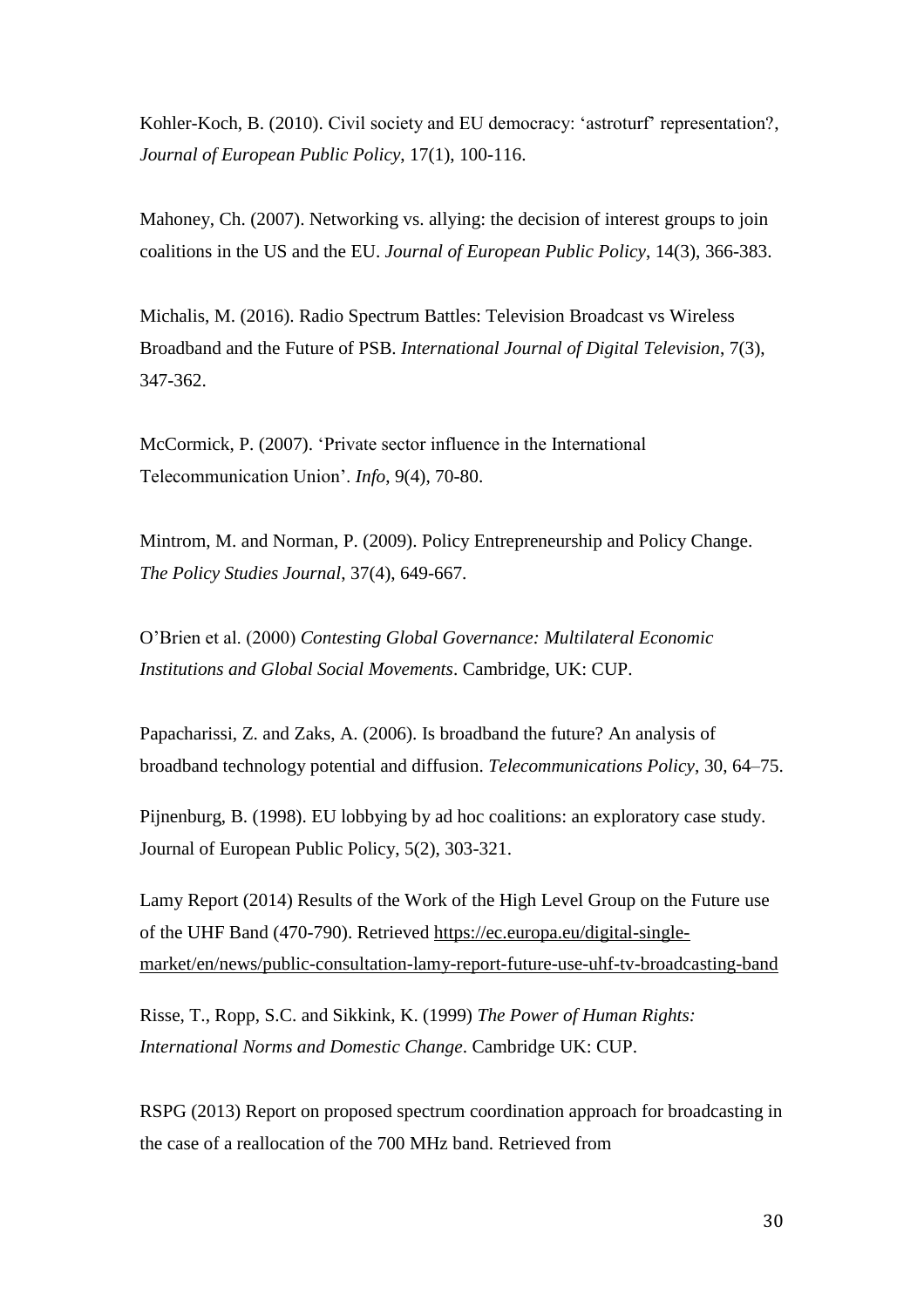Kohler-Koch, B. (2010). Civil society and EU democracy: 'astroturf' representation?, *Journal of European Public Policy*, 17(1), 100-116.

Mahoney, Ch. (2007). Networking vs. allying: the decision of interest groups to join coalitions in the US and the EU. *Journal of European Public Policy*, 14(3), 366-383.

Michalis, M. (2016). Radio Spectrum Battles: Television Broadcast vs Wireless Broadband and the Future of PSB. *International Journal of Digital Television*, 7(3), 347-362.

McCormick, P. (2007). 'Private sector influence in the International Telecommunication Union'. *Info*, 9(4), 70-80.

Mintrom, M. and Norman, P. (2009). Policy Entrepreneurship and Policy Change. *The Policy Studies Journal*, 37(4), 649-667.

O'Brien et al. (2000) *Contesting Global Governance: Multilateral Economic Institutions and Global Social Movements*. Cambridge, UK: CUP.

Papacharissi, Z. and Zaks, A. (2006). Is broadband the future? An analysis of broadband technology potential and diffusion. *Telecommunications Policy*, 30, 64–75.

Pijnenburg, B. (1998). EU lobbying by ad hoc coalitions: an exploratory case study. Journal of European Public Policy, 5(2), 303-321.

Lamy Report (2014) Results of the Work of the High Level Group on the Future use of the UHF Band (470-790). Retrieved https://ec.europa.eu/digital-single-market/en/news/public-consultation-lamy-report-future-use-uhf-tv-broadcasting-band

Risse, T., Ropp, S.C. and Sikkink, K. (1999) *The Power of Human Rights: International Norms and Domestic Change*. Cambridge UK: CUP.

RSPG (2013) Report on proposed spectrum coordination approach for broadcasting in the case of a reallocation of the 700 MHz band. Retrieved from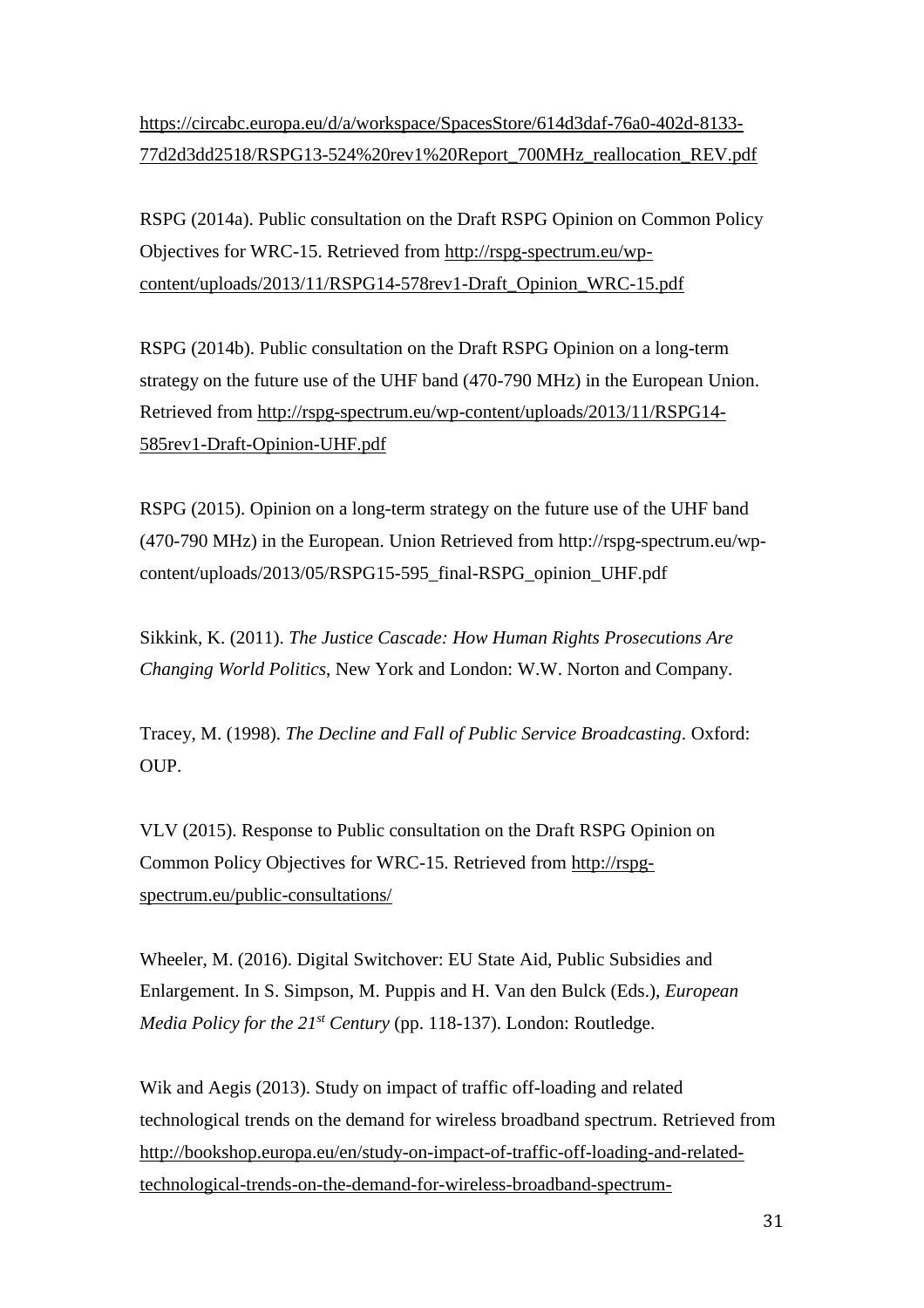https://circabc.europa.eu/d/a/workspace/SpacesStore/614d3daf-76a0-402d-8133-77d2d3dd2518/RSPG13-524%20rev1%20Report_700MHz_reallocation_REV.pdf

RSPG (2014a). Public consultation on the Draft RSPG Opinion on Common Policy Objectives for WRC-15. Retrieved from http://rspg-spectrum.eu/wp-content/uploads/2013/11/RSPG14-578rev1-Draft_Opinion_WRC-15.pdf

RSPG (2014b). Public consultation on the Draft RSPG Opinion on a long-term strategy on the future use of the UHF band (470-790 MHz) in the European Union. Retrieved from http://rspg-spectrum.eu/wp-content/uploads/2013/11/RSPG14-585rev1-Draft-Opinion-UHF.pdf

RSPG (2015). Opinion on a long-term strategy on the future use of the UHF band (470-790 MHz) in the European. Union Retrieved from http://rspg-spectrum.eu/wp-content/uploads/2013/05/RSPG15-595_final-RSPG_opinion_UHF.pdf

Sikkink, K. (2011). *The Justice Cascade: How Human Rights Prosecutions Are Changing World Politics*, New York and London: W.W. Norton and Company.

Tracey, M. (1998). *The Decline and Fall of Public Service Broadcasting*. Oxford: OUP.

VLV (2015). Response to Public consultation on the Draft RSPG Opinion on Common Policy Objectives for WRC-15. Retrieved from http://rspg-spectrum.eu/public-consultations/

Wheeler, M. (2016). Digital Switchover: EU State Aid, Public Subsidies and Enlargement. In S. Simpson, M. Puppis and H. Van den Bulck (Eds.), *European Media Policy for the 21st Century* (pp. 118-137). London: Routledge.

Wik and Aegis (2013). Study on impact of traffic off-loading and related technological trends on the demand for wireless broadband spectrum. Retrieved from http://bookshop.europa.eu/en/study-on-impact-of-traffic-off-loading-and-related-technological-trends-on-the-demand-for-wireless-broadband-spectrum-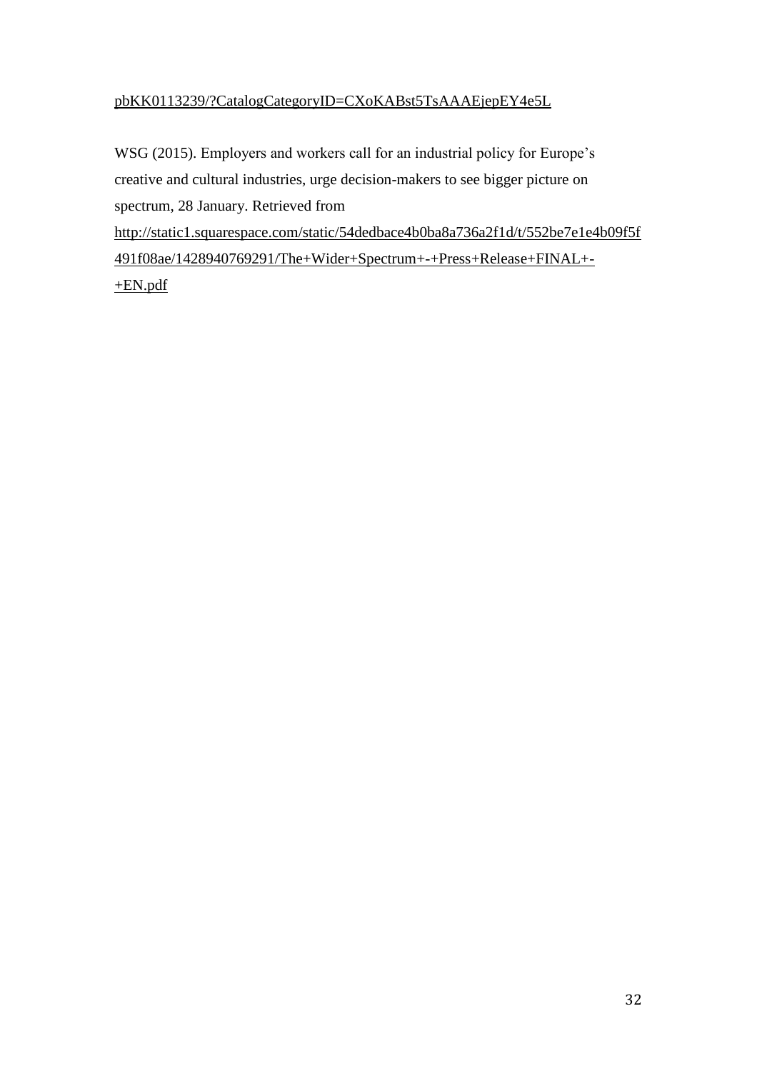pbKK0113239/?CatalogCategoryID=CXoKABst5TsAAAEjepEY4e5L

WSG (2015). Employers and workers call for an industrial policy for Europe's creative and cultural industries, urge decision-makers to see bigger picture on spectrum, 28 January. Retrieved from http://static1.squarespace.com/static/54dedbace4b0ba8a736a2f1d/t/552be7e1e4b09f5f491f08ae/1428940769291/The+Wider+Spectrum+-+Press+Release+FINAL+-+EN.pdf